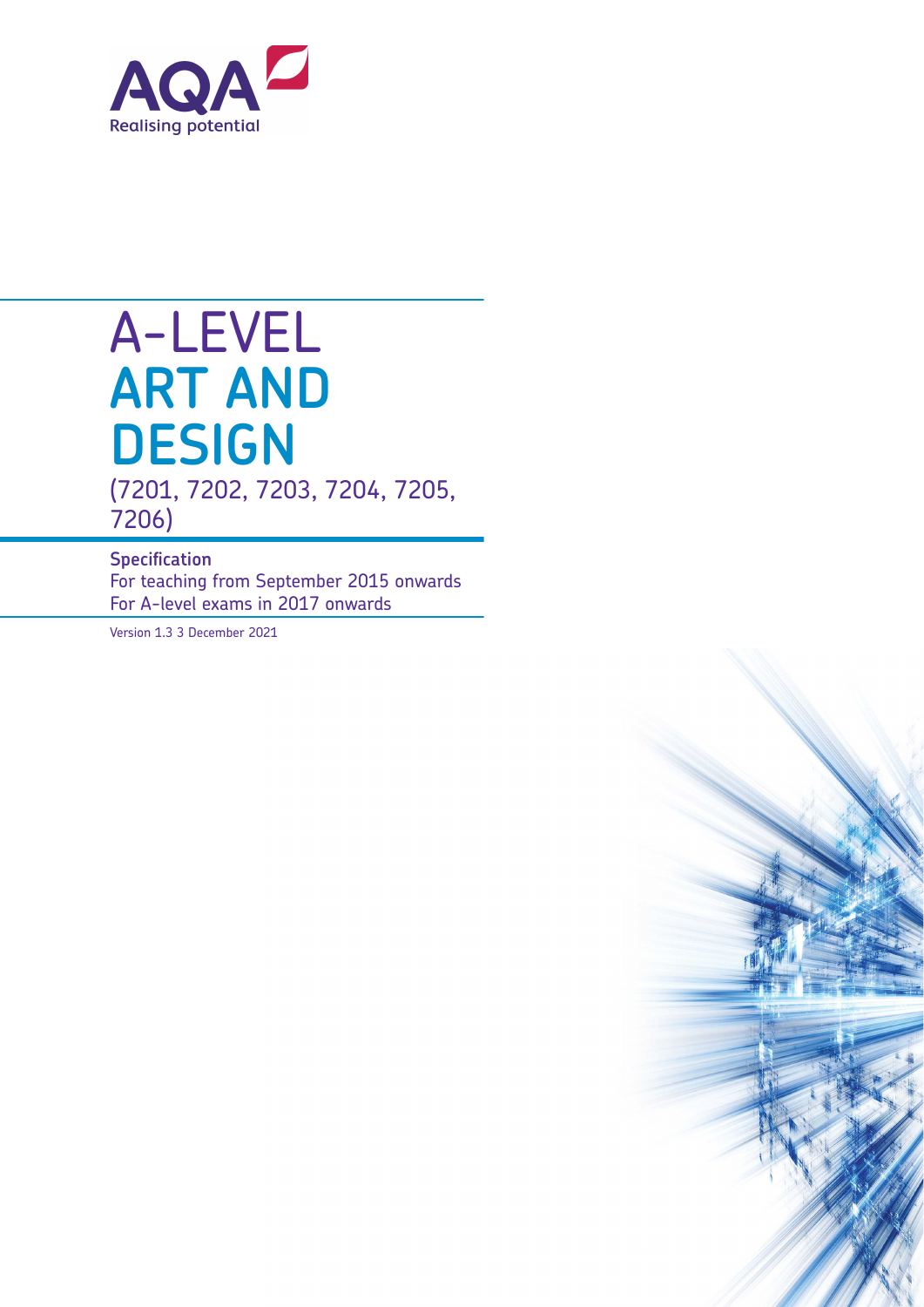AQA
Realising potential

# A-LEVEL ART AND DESIGN

(7201, 7202, 7203, 7204, 7205, 7206)

**Specification**

For teaching from September 2015 onwards
For A-level exams in 2017 onwards

Version 1.3 3 December 2021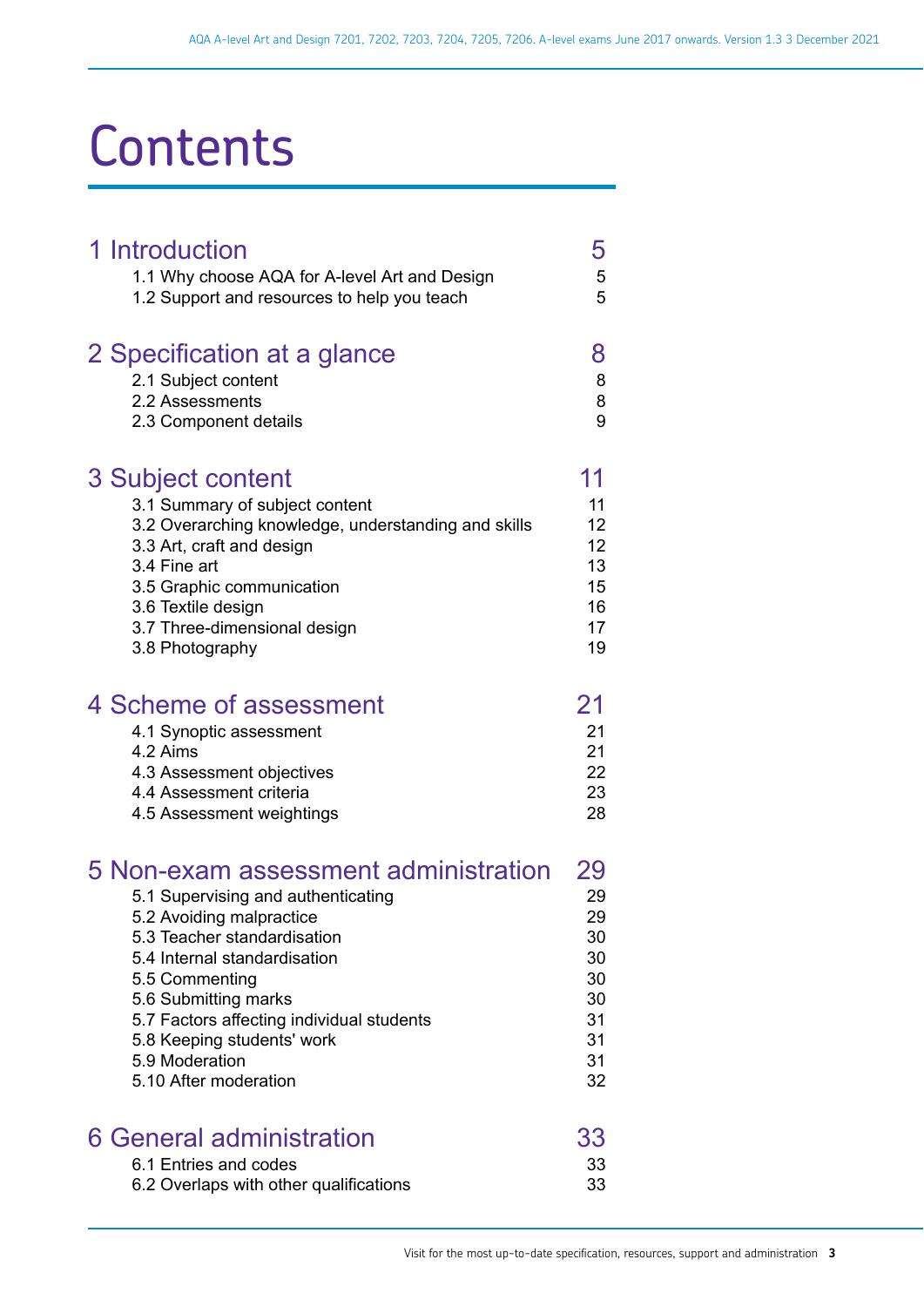# Contents

| | |
|---|---|
| **1 Introduction** | **5** |
| 1.1 Why choose AQA for A-level Art and Design | 5 |
| 1.2 Support and resources to help you teach | 5 |
| **2 Specification at a glance** | **8** |
| 2.1 Subject content | 8 |
| 2.2 Assessments | 8 |
| 2.3 Component details | 9 |
| **3 Subject content** | **11** |
| 3.1 Summary of subject content | 11 |
| 3.2 Overarching knowledge, understanding and skills | 12 |
| 3.3 Art, craft and design | 12 |
| 3.4 Fine art | 13 |
| 3.5 Graphic communication | 15 |
| 3.6 Textile design | 16 |
| 3.7 Three-dimensional design | 17 |
| 3.8 Photography | 19 |
| **4 Scheme of assessment** | **21** |
| 4.1 Synoptic assessment | 21 |
| 4.2 Aims | 21 |
| 4.3 Assessment objectives | 22 |
| 4.4 Assessment criteria | 23 |
| 4.5 Assessment weightings | 28 |
| **5 Non-exam assessment administration** | **29** |
| 5.1 Supervising and authenticating | 29 |
| 5.2 Avoiding malpractice | 29 |
| 5.3 Teacher standardisation | 30 |
| 5.4 Internal standardisation | 30 |
| 5.5 Commenting | 30 |
| 5.6 Submitting marks | 30 |
| 5.7 Factors affecting individual students | 31 |
| 5.8 Keeping students' work | 31 |
| 5.9 Moderation | 31 |
| 5.10 After moderation | 32 |
| **6 General administration** | **33** |
| 6.1 Entries and codes | 33 |
| 6.2 Overlaps with other qualifications | 33 |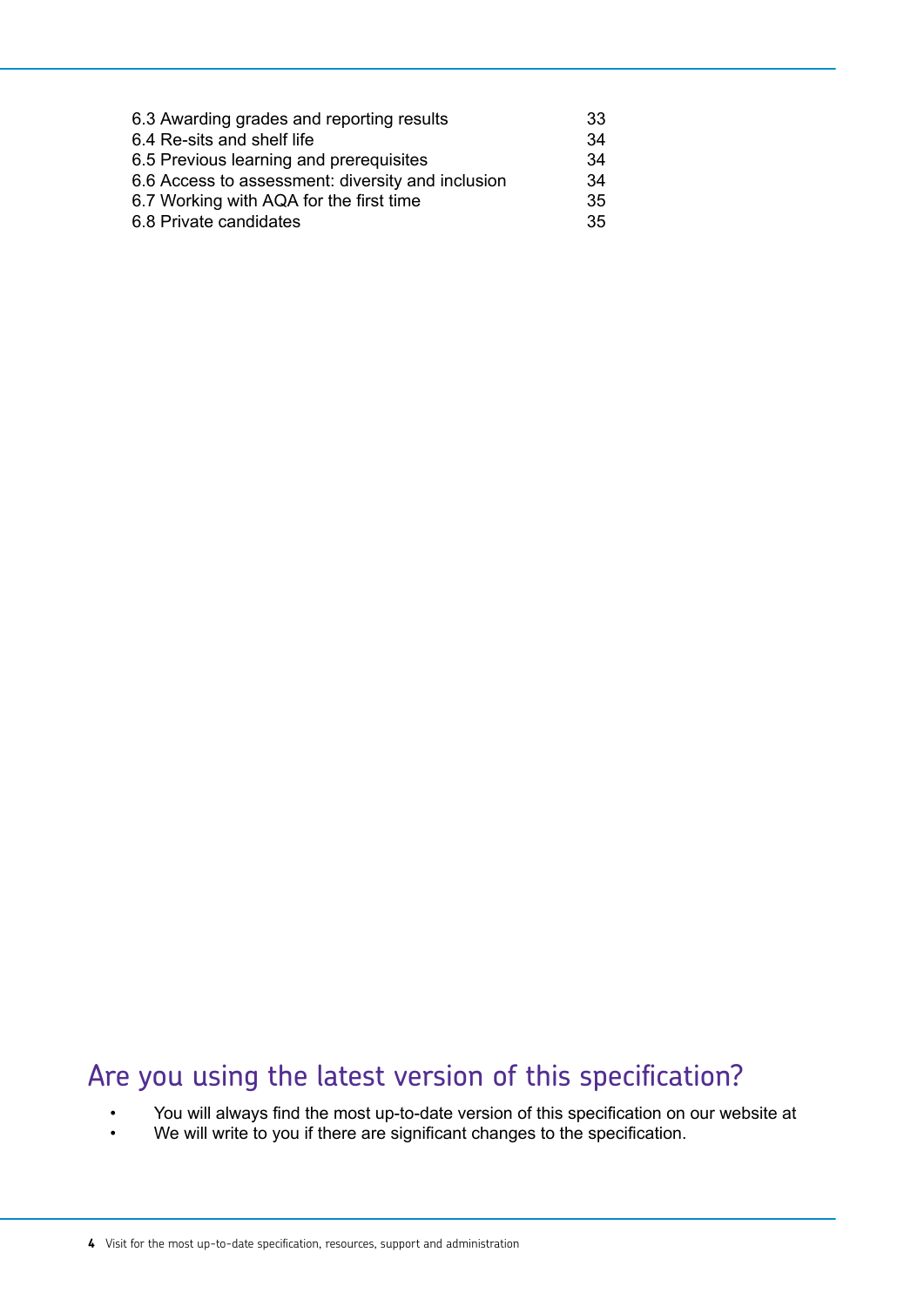| | |
|---|---|
| 6.3 Awarding grades and reporting results | 33 |
| 6.4 Re-sits and shelf life | 34 |
| 6.5 Previous learning and prerequisites | 34 |
| 6.6 Access to assessment: diversity and inclusion | 34 |
| 6.7 Working with AQA for the first time | 35 |
| 6.8 Private candidates | 35 |

## Are you using the latest version of this specification?

- You will always find the most up-to-date version of this specification on our website at
- We will write to you if there are significant changes to the specification.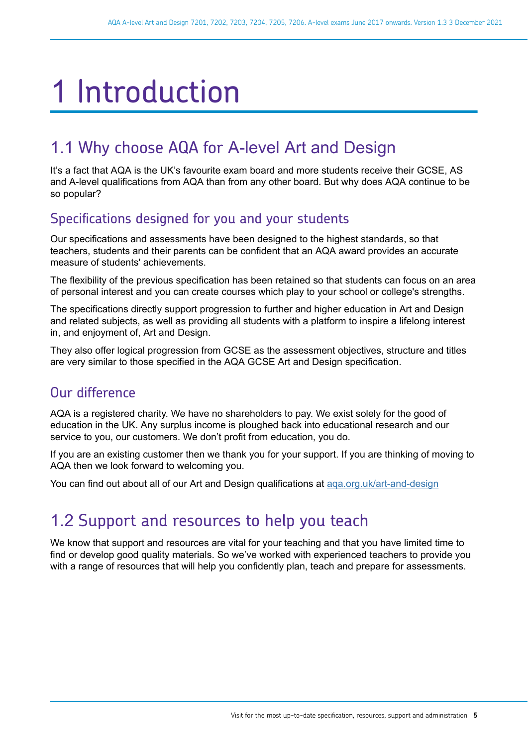# 1 Introduction

## 1.1 Why choose AQA for A-level Art and Design

It's a fact that AQA is the UK's favourite exam board and more students receive their GCSE, AS and A-level qualifications from AQA than from any other board. But why does AQA continue to be so popular?

### Specifications designed for you and your students

Our specifications and assessments have been designed to the highest standards, so that teachers, students and their parents can be confident that an AQA award provides an accurate measure of students' achievements.

The flexibility of the previous specification has been retained so that students can focus on an area of personal interest and you can create courses which play to your school or college's strengths.

The specifications directly support progression to further and higher education in Art and Design and related subjects, as well as providing all students with a platform to inspire a lifelong interest in, and enjoyment of, Art and Design.

They also offer logical progression from GCSE as the assessment objectives, structure and titles are very similar to those specified in the AQA GCSE Art and Design specification.

### Our difference

AQA is a registered charity. We have no shareholders to pay. We exist solely for the good of education in the UK. Any surplus income is ploughed back into educational research and our service to you, our customers. We don't profit from education, you do.

If you are an existing customer then we thank you for your support. If you are thinking of moving to AQA then we look forward to welcoming you.

You can find out about all of our Art and Design qualifications at [aqa.org.uk/art-and-design](aqa.org.uk/art-and-design)

## 1.2 Support and resources to help you teach

We know that support and resources are vital for your teaching and that you have limited time to find or develop good quality materials. So we've worked with experienced teachers to provide you with a range of resources that will help you confidently plan, teach and prepare for assessments.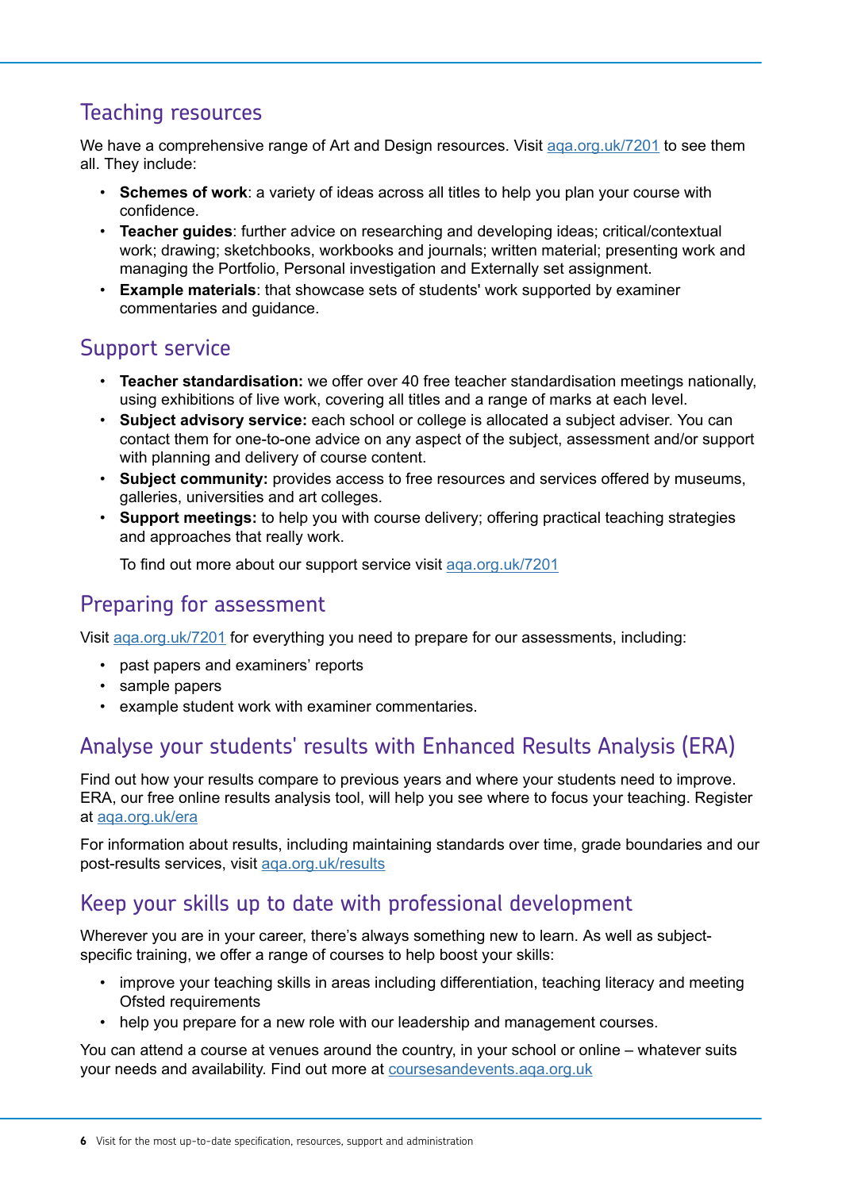## Teaching resources

We have a comprehensive range of Art and Design resources. Visit aqa.org.uk/7201 to see them all. They include:

- **Schemes of work**: a variety of ideas across all titles to help you plan your course with confidence.
- **Teacher guides**: further advice on researching and developing ideas; critical/contextual work; drawing; sketchbooks, workbooks and journals; written material; presenting work and managing the Portfolio, Personal investigation and Externally set assignment.
- **Example materials**: that showcase sets of students' work supported by examiner commentaries and guidance.

## Support service

- **Teacher standardisation:** we offer over 40 free teacher standardisation meetings nationally, using exhibitions of live work, covering all titles and a range of marks at each level.
- **Subject advisory service:** each school or college is allocated a subject adviser. You can contact them for one-to-one advice on any aspect of the subject, assessment and/or support with planning and delivery of course content.
- **Subject community:** provides access to free resources and services offered by museums, galleries, universities and art colleges.
- **Support meetings:** to help you with course delivery; offering practical teaching strategies and approaches that really work.

  To find out more about our support service visit aqa.org.uk/7201

## Preparing for assessment

Visit aqa.org.uk/7201 for everything you need to prepare for our assessments, including:

- past papers and examiners' reports
- sample papers
- example student work with examiner commentaries.

## Analyse your students' results with Enhanced Results Analysis (ERA)

Find out how your results compare to previous years and where your students need to improve. ERA, our free online results analysis tool, will help you see where to focus your teaching. Register at aqa.org.uk/era

For information about results, including maintaining standards over time, grade boundaries and our post-results services, visit aqa.org.uk/results

## Keep your skills up to date with professional development

Wherever you are in your career, there's always something new to learn. As well as subject-specific training, we offer a range of courses to help boost your skills:

- improve your teaching skills in areas including differentiation, teaching literacy and meeting Ofsted requirements
- help you prepare for a new role with our leadership and management courses.

You can attend a course at venues around the country, in your school or online – whatever suits your needs and availability. Find out more at coursesandevents.aqa.org.uk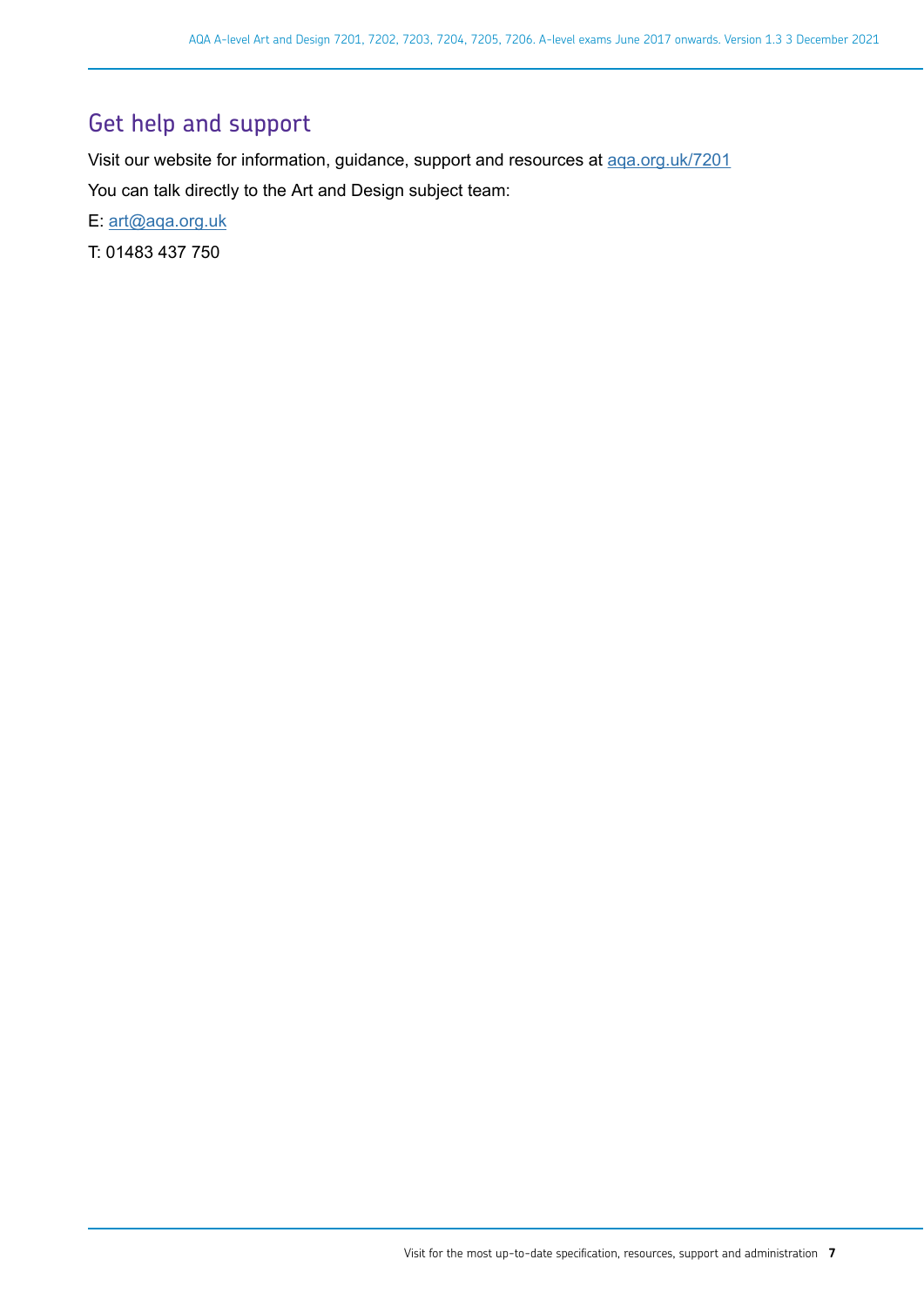## Get help and support

Visit our website for information, guidance, support and resources at [aqa.org.uk/7201](aqa.org.uk/7201)

You can talk directly to the Art and Design subject team:

E: [art@aqa.org.uk](mailto:art@aqa.org.uk)

T: 01483 437 750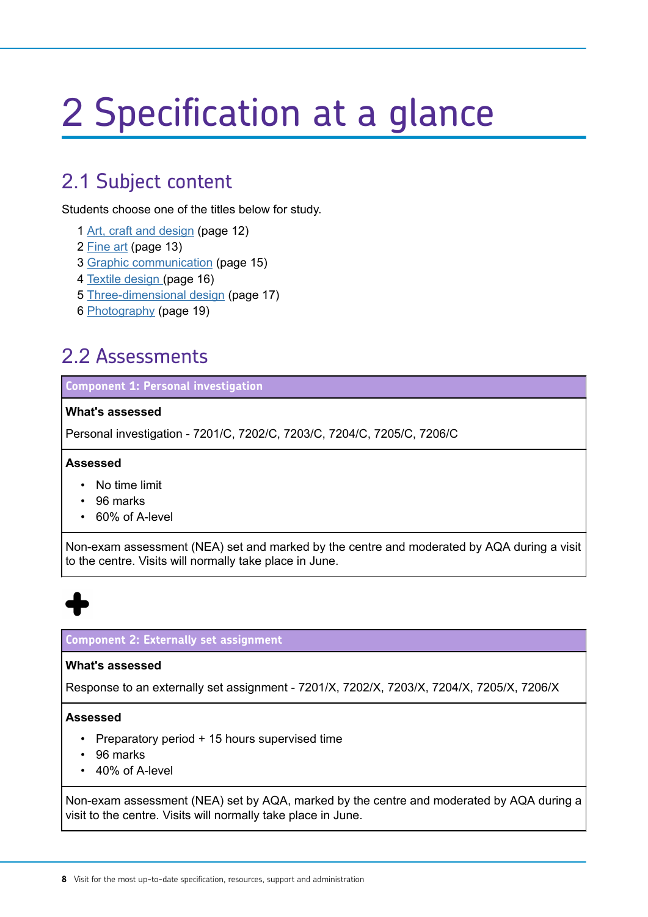# 2 Specification at a glance

## 2.1 Subject content

Students choose one of the titles below for study.

1 Art, craft and design (page 12)
2 Fine art (page 13)
3 Graphic communication (page 15)
4 Textile design (page 16)
5 Three-dimensional design (page 17)
6 Photography (page 19)

## 2.2 Assessments

| Component 1: Personal investigation |
|---|
| **What's assessed**<br><br>Personal investigation - 7201/C, 7202/C, 7203/C, 7204/C, 7205/C, 7206/C |
| **Assessed**<br><br>• No time limit<br>• 96 marks<br>• 60% of A-level |
| Non-exam assessment (NEA) set and marked by the centre and moderated by AQA during a visit to the centre. Visits will normally take place in June. |

+

| Component 2: Externally set assignment |
|---|
| **What's assessed**<br><br>Response to an externally set assignment - 7201/X, 7202/X, 7203/X, 7204/X, 7205/X, 7206/X |
| **Assessed**<br><br>• Preparatory period + 15 hours supervised time<br>• 96 marks<br>• 40% of A-level |
| Non-exam assessment (NEA) set by AQA, marked by the centre and moderated by AQA during a visit to the centre. Visits will normally take place in June. |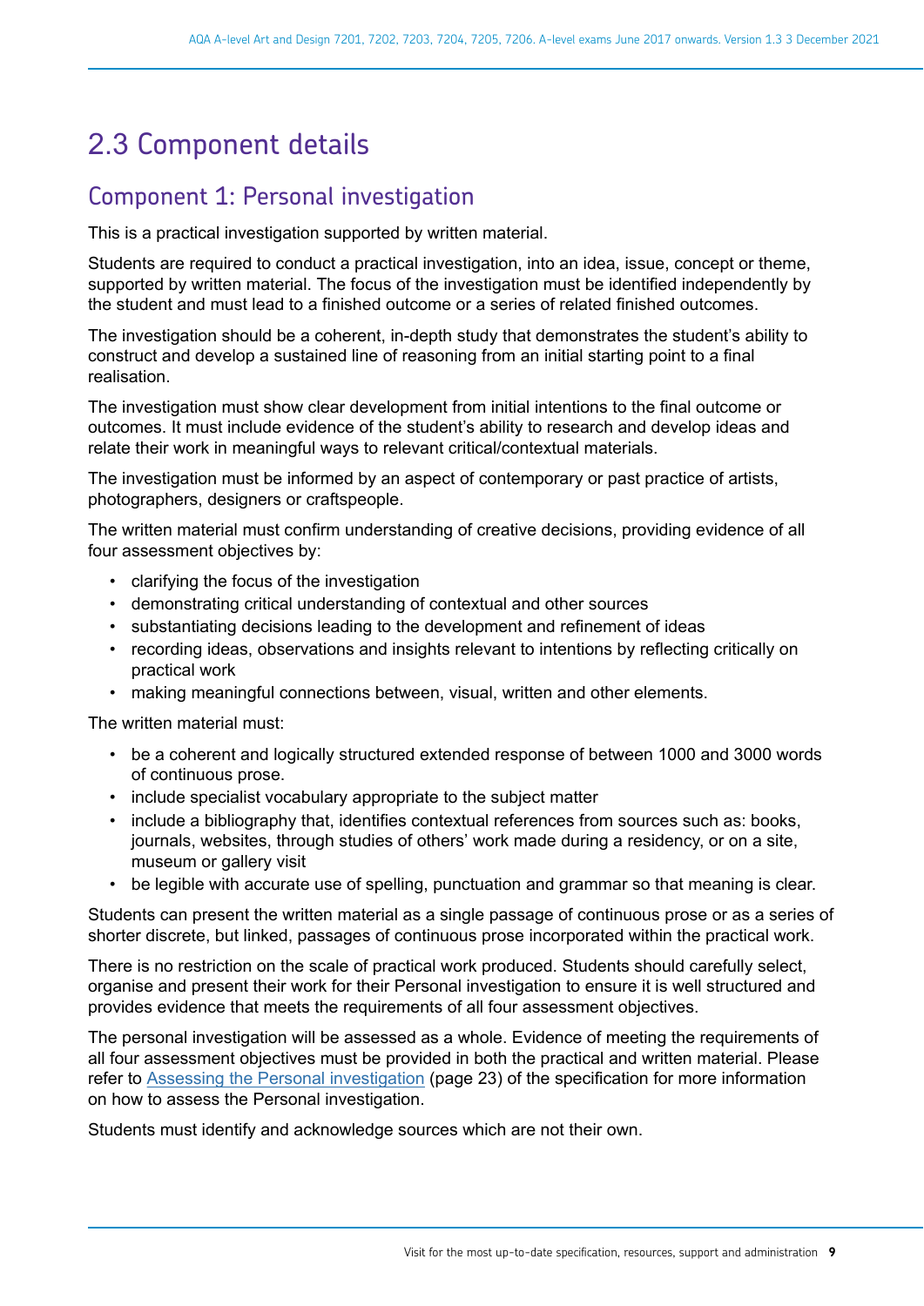## 2.3 Component details

### Component 1: Personal investigation

This is a practical investigation supported by written material.

Students are required to conduct a practical investigation, into an idea, issue, concept or theme, supported by written material. The focus of the investigation must be identified independently by the student and must lead to a finished outcome or a series of related finished outcomes.

The investigation should be a coherent, in-depth study that demonstrates the student's ability to construct and develop a sustained line of reasoning from an initial starting point to a final realisation.

The investigation must show clear development from initial intentions to the final outcome or outcomes. It must include evidence of the student's ability to research and develop ideas and relate their work in meaningful ways to relevant critical/contextual materials.

The investigation must be informed by an aspect of contemporary or past practice of artists, photographers, designers or craftspeople.

The written material must confirm understanding of creative decisions, providing evidence of all four assessment objectives by:

- clarifying the focus of the investigation
- demonstrating critical understanding of contextual and other sources
- substantiating decisions leading to the development and refinement of ideas
- recording ideas, observations and insights relevant to intentions by reflecting critically on practical work
- making meaningful connections between, visual, written and other elements.

The written material must:

- be a coherent and logically structured extended response of between 1000 and 3000 words of continuous prose.
- include specialist vocabulary appropriate to the subject matter
- include a bibliography that, identifies contextual references from sources such as: books, journals, websites, through studies of others' work made during a residency, or on a site, museum or gallery visit
- be legible with accurate use of spelling, punctuation and grammar so that meaning is clear.

Students can present the written material as a single passage of continuous prose or as a series of shorter discrete, but linked, passages of continuous prose incorporated within the practical work.

There is no restriction on the scale of practical work produced. Students should carefully select, organise and present their work for their Personal investigation to ensure it is well structured and provides evidence that meets the requirements of all four assessment objectives.

The personal investigation will be assessed as a whole. Evidence of meeting the requirements of all four assessment objectives must be provided in both the practical and written material. Please refer to Assessing the Personal investigation (page 23) of the specification for more information on how to assess the Personal investigation.

Students must identify and acknowledge sources which are not their own.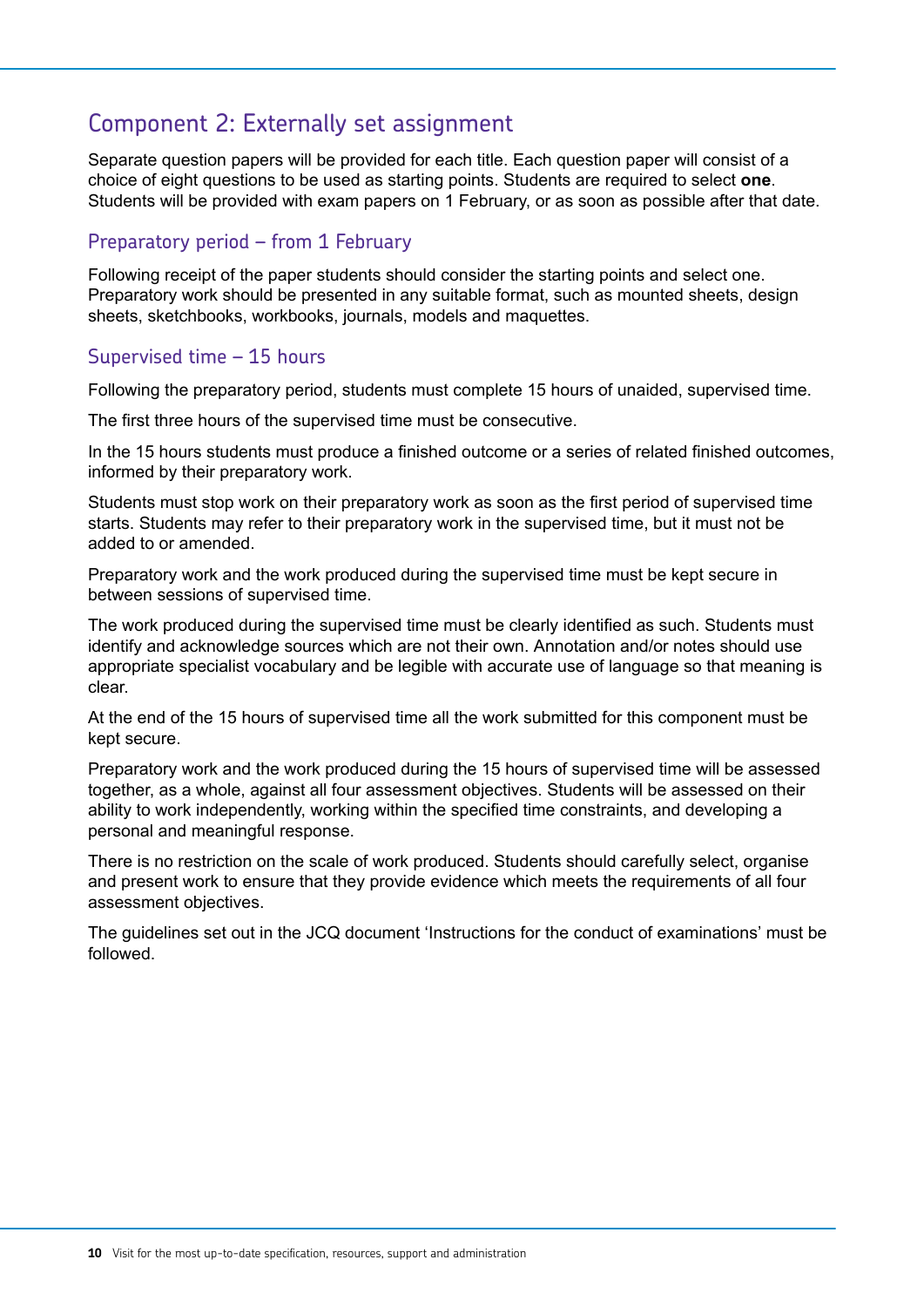## Component 2: Externally set assignment

Separate question papers will be provided for each title. Each question paper will consist of a choice of eight questions to be used as starting points. Students are required to select **one**. Students will be provided with exam papers on 1 February, or as soon as possible after that date.

### Preparatory period – from 1 February

Following receipt of the paper students should consider the starting points and select one. Preparatory work should be presented in any suitable format, such as mounted sheets, design sheets, sketchbooks, workbooks, journals, models and maquettes.

### Supervised time – 15 hours

Following the preparatory period, students must complete 15 hours of unaided, supervised time.

The first three hours of the supervised time must be consecutive.

In the 15 hours students must produce a finished outcome or a series of related finished outcomes, informed by their preparatory work.

Students must stop work on their preparatory work as soon as the first period of supervised time starts. Students may refer to their preparatory work in the supervised time, but it must not be added to or amended.

Preparatory work and the work produced during the supervised time must be kept secure in between sessions of supervised time.

The work produced during the supervised time must be clearly identified as such. Students must identify and acknowledge sources which are not their own. Annotation and/or notes should use appropriate specialist vocabulary and be legible with accurate use of language so that meaning is clear.

At the end of the 15 hours of supervised time all the work submitted for this component must be kept secure.

Preparatory work and the work produced during the 15 hours of supervised time will be assessed together, as a whole, against all four assessment objectives. Students will be assessed on their ability to work independently, working within the specified time constraints, and developing a personal and meaningful response.

There is no restriction on the scale of work produced. Students should carefully select, organise and present work to ensure that they provide evidence which meets the requirements of all four assessment objectives.

The guidelines set out in the JCQ document 'Instructions for the conduct of examinations' must be followed.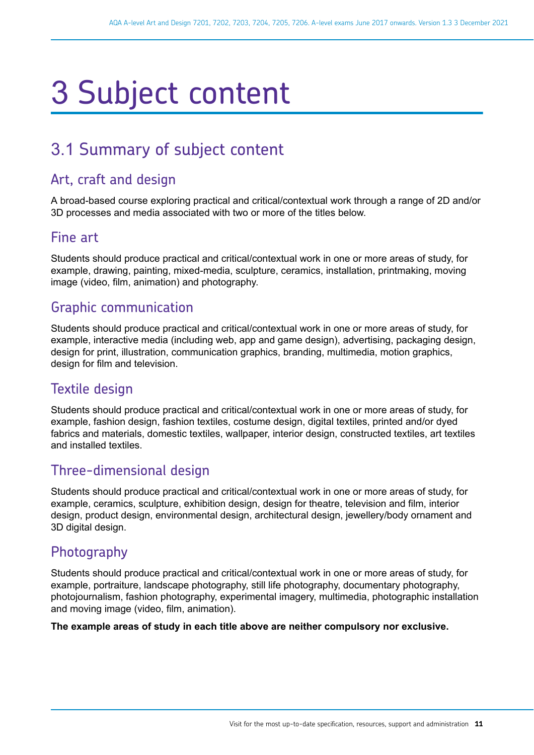# 3 Subject content

## 3.1 Summary of subject content

### Art, craft and design

A broad-based course exploring practical and critical/contextual work through a range of 2D and/or 3D processes and media associated with two or more of the titles below.

### Fine art

Students should produce practical and critical/contextual work in one or more areas of study, for example, drawing, painting, mixed-media, sculpture, ceramics, installation, printmaking, moving image (video, film, animation) and photography.

### Graphic communication

Students should produce practical and critical/contextual work in one or more areas of study, for example, interactive media (including web, app and game design), advertising, packaging design, design for print, illustration, communication graphics, branding, multimedia, motion graphics, design for film and television.

### Textile design

Students should produce practical and critical/contextual work in one or more areas of study, for example, fashion design, fashion textiles, costume design, digital textiles, printed and/or dyed fabrics and materials, domestic textiles, wallpaper, interior design, constructed textiles, art textiles and installed textiles.

### Three-dimensional design

Students should produce practical and critical/contextual work in one or more areas of study, for example, ceramics, sculpture, exhibition design, design for theatre, television and film, interior design, product design, environmental design, architectural design, jewellery/body ornament and 3D digital design.

### Photography

Students should produce practical and critical/contextual work in one or more areas of study, for example, portraiture, landscape photography, still life photography, documentary photography, photojournalism, fashion photography, experimental imagery, multimedia, photographic installation and moving image (video, film, animation).

**The example areas of study in each title above are neither compulsory nor exclusive.**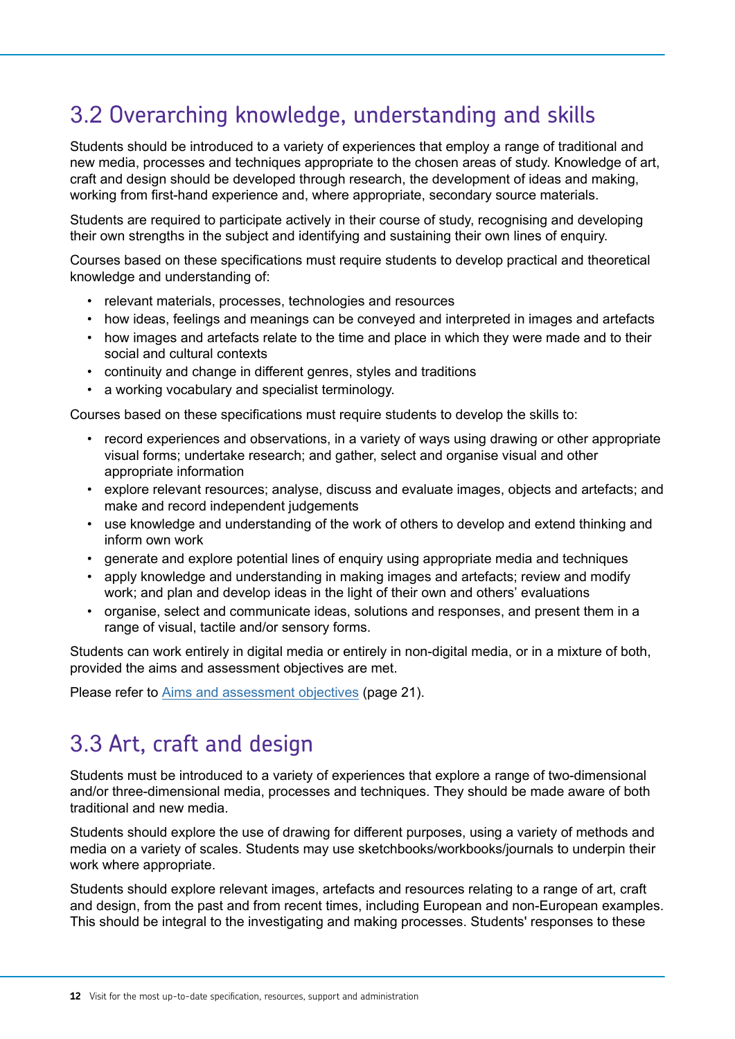## 3.2 Overarching knowledge, understanding and skills

Students should be introduced to a variety of experiences that employ a range of traditional and new media, processes and techniques appropriate to the chosen areas of study. Knowledge of art, craft and design should be developed through research, the development of ideas and making, working from first-hand experience and, where appropriate, secondary source materials.

Students are required to participate actively in their course of study, recognising and developing their own strengths in the subject and identifying and sustaining their own lines of enquiry.

Courses based on these specifications must require students to develop practical and theoretical knowledge and understanding of:

- relevant materials, processes, technologies and resources
- how ideas, feelings and meanings can be conveyed and interpreted in images and artefacts
- how images and artefacts relate to the time and place in which they were made and to their social and cultural contexts
- continuity and change in different genres, styles and traditions
- a working vocabulary and specialist terminology.

Courses based on these specifications must require students to develop the skills to:

- record experiences and observations, in a variety of ways using drawing or other appropriate visual forms; undertake research; and gather, select and organise visual and other appropriate information
- explore relevant resources; analyse, discuss and evaluate images, objects and artefacts; and make and record independent judgements
- use knowledge and understanding of the work of others to develop and extend thinking and inform own work
- generate and explore potential lines of enquiry using appropriate media and techniques
- apply knowledge and understanding in making images and artefacts; review and modify work; and plan and develop ideas in the light of their own and others' evaluations
- organise, select and communicate ideas, solutions and responses, and present them in a range of visual, tactile and/or sensory forms.

Students can work entirely in digital media or entirely in non-digital media, or in a mixture of both, provided the aims and assessment objectives are met.

Please refer to Aims and assessment objectives (page 21).

## 3.3 Art, craft and design

Students must be introduced to a variety of experiences that explore a range of two-dimensional and/or three-dimensional media, processes and techniques. They should be made aware of both traditional and new media.

Students should explore the use of drawing for different purposes, using a variety of methods and media on a variety of scales. Students may use sketchbooks/workbooks/journals to underpin their work where appropriate.

Students should explore relevant images, artefacts and resources relating to a range of art, craft and design, from the past and from recent times, including European and non-European examples. This should be integral to the investigating and making processes. Students' responses to these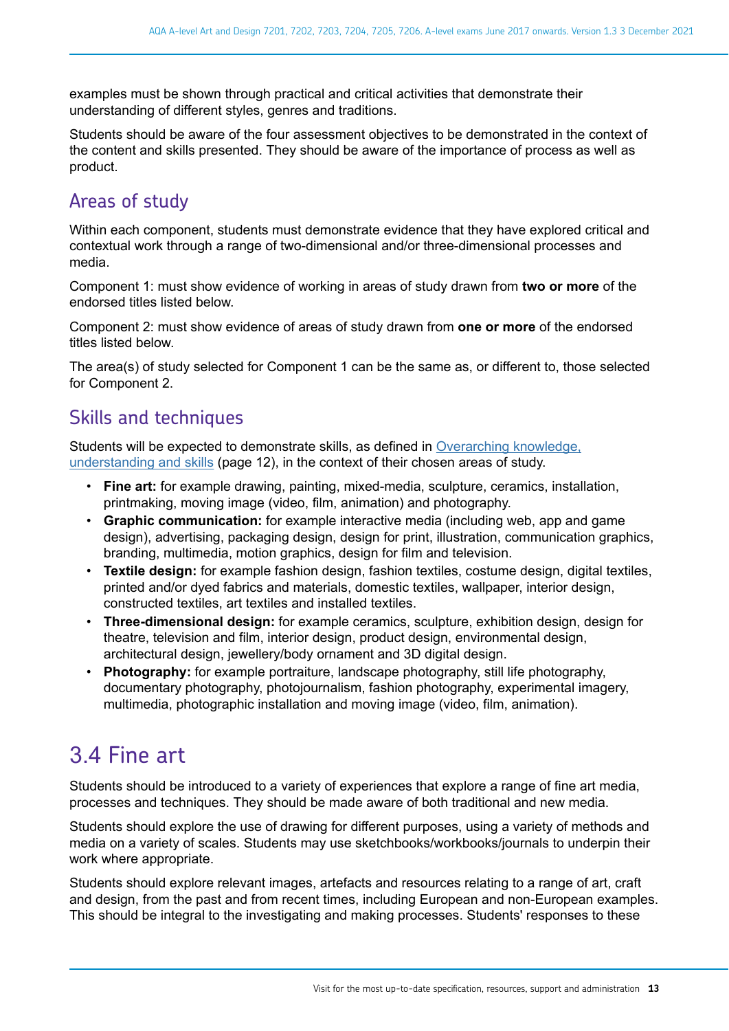examples must be shown through practical and critical activities that demonstrate their understanding of different styles, genres and traditions.

Students should be aware of the four assessment objectives to be demonstrated in the context of the content and skills presented. They should be aware of the importance of process as well as product.

## Areas of study

Within each component, students must demonstrate evidence that they have explored critical and contextual work through a range of two-dimensional and/or three-dimensional processes and media.

Component 1: must show evidence of working in areas of study drawn from **two or more** of the endorsed titles listed below.

Component 2: must show evidence of areas of study drawn from **one or more** of the endorsed titles listed below.

The area(s) of study selected for Component 1 can be the same as, or different to, those selected for Component 2.

## Skills and techniques

Students will be expected to demonstrate skills, as defined in Overarching knowledge, understanding and skills (page 12), in the context of their chosen areas of study.

- **Fine art:** for example drawing, painting, mixed-media, sculpture, ceramics, installation, printmaking, moving image (video, film, animation) and photography.
- **Graphic communication:** for example interactive media (including web, app and game design), advertising, packaging design, design for print, illustration, communication graphics, branding, multimedia, motion graphics, design for film and television.
- **Textile design:** for example fashion design, fashion textiles, costume design, digital textiles, printed and/or dyed fabrics and materials, domestic textiles, wallpaper, interior design, constructed textiles, art textiles and installed textiles.
- **Three-dimensional design:** for example ceramics, sculpture, exhibition design, design for theatre, television and film, interior design, product design, environmental design, architectural design, jewellery/body ornament and 3D digital design.
- **Photography:** for example portraiture, landscape photography, still life photography, documentary photography, photojournalism, fashion photography, experimental imagery, multimedia, photographic installation and moving image (video, film, animation).

# 3.4 Fine art

Students should be introduced to a variety of experiences that explore a range of fine art media, processes and techniques. They should be made aware of both traditional and new media.

Students should explore the use of drawing for different purposes, using a variety of methods and media on a variety of scales. Students may use sketchbooks/workbooks/journals to underpin their work where appropriate.

Students should explore relevant images, artefacts and resources relating to a range of art, craft and design, from the past and from recent times, including European and non-European examples. This should be integral to the investigating and making processes. Students' responses to these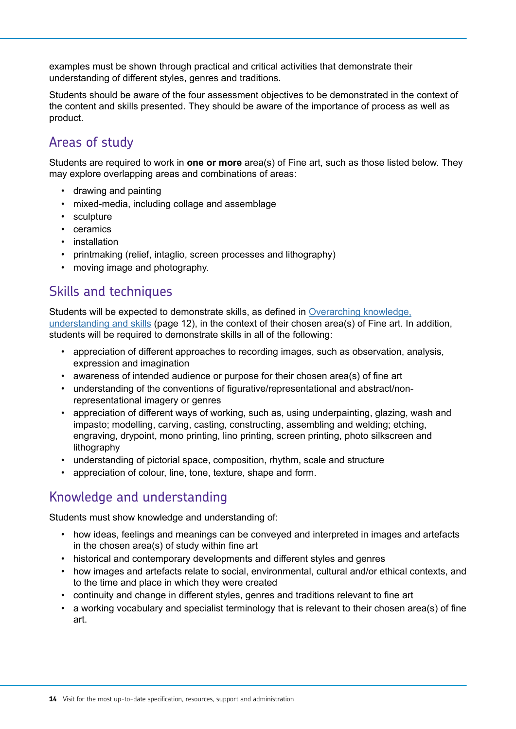examples must be shown through practical and critical activities that demonstrate their understanding of different styles, genres and traditions.

Students should be aware of the four assessment objectives to be demonstrated in the context of the content and skills presented. They should be aware of the importance of process as well as product.

## Areas of study

Students are required to work in **one or more** area(s) of Fine art, such as those listed below. They may explore overlapping areas and combinations of areas:

- drawing and painting
- mixed-media, including collage and assemblage
- sculpture
- ceramics
- installation
- printmaking (relief, intaglio, screen processes and lithography)
- moving image and photography.

## Skills and techniques

Students will be expected to demonstrate skills, as defined in Overarching knowledge, understanding and skills (page 12), in the context of their chosen area(s) of Fine art. In addition, students will be required to demonstrate skills in all of the following:

- appreciation of different approaches to recording images, such as observation, analysis, expression and imagination
- awareness of intended audience or purpose for their chosen area(s) of fine art
- understanding of the conventions of figurative/representational and abstract/non-representational imagery or genres
- appreciation of different ways of working, such as, using underpainting, glazing, wash and impasto; modelling, carving, casting, constructing, assembling and welding; etching, engraving, drypoint, mono printing, lino printing, screen printing, photo silkscreen and lithography
- understanding of pictorial space, composition, rhythm, scale and structure
- appreciation of colour, line, tone, texture, shape and form.

## Knowledge and understanding

Students must show knowledge and understanding of:

- how ideas, feelings and meanings can be conveyed and interpreted in images and artefacts in the chosen area(s) of study within fine art
- historical and contemporary developments and different styles and genres
- how images and artefacts relate to social, environmental, cultural and/or ethical contexts, and to the time and place in which they were created
- continuity and change in different styles, genres and traditions relevant to fine art
- a working vocabulary and specialist terminology that is relevant to their chosen area(s) of fine art.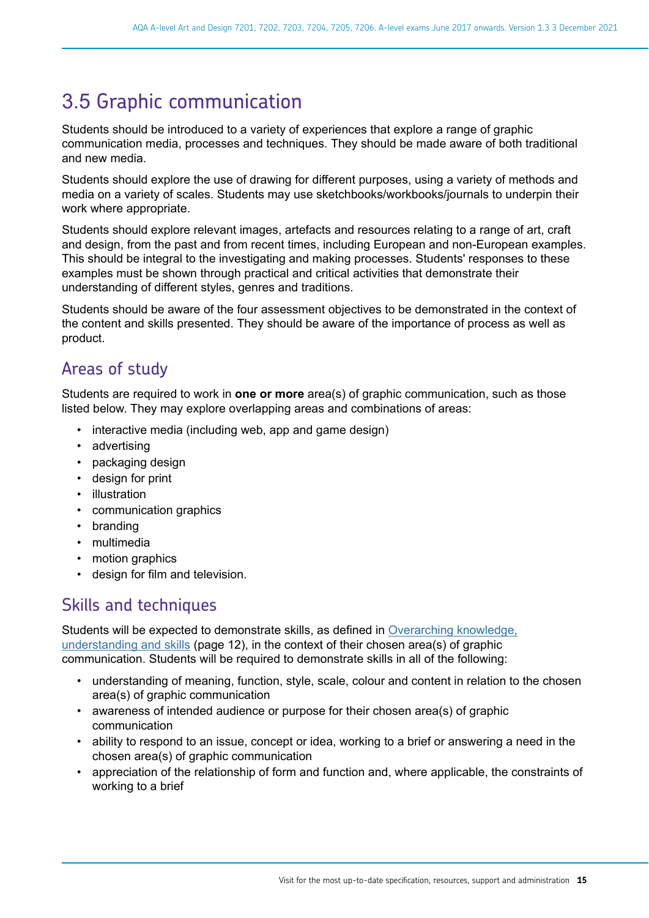## 3.5 Graphic communication

Students should be introduced to a variety of experiences that explore a range of graphic communication media, processes and techniques. They should be made aware of both traditional and new media.

Students should explore the use of drawing for different purposes, using a variety of methods and media on a variety of scales. Students may use sketchbooks/workbooks/journals to underpin their work where appropriate.

Students should explore relevant images, artefacts and resources relating to a range of art, craft and design, from the past and from recent times, including European and non-European examples. This should be integral to the investigating and making processes. Students' responses to these examples must be shown through practical and critical activities that demonstrate their understanding of different styles, genres and traditions.

Students should be aware of the four assessment objectives to be demonstrated in the context of the content and skills presented. They should be aware of the importance of process as well as product.

### Areas of study

Students are required to work in **one or more** area(s) of graphic communication, such as those listed below. They may explore overlapping areas and combinations of areas:

- interactive media (including web, app and game design)
- advertising
- packaging design
- design for print
- illustration
- communication graphics
- branding
- multimedia
- motion graphics
- design for film and television.

### Skills and techniques

Students will be expected to demonstrate skills, as defined in Overarching knowledge, understanding and skills (page 12), in the context of their chosen area(s) of graphic communication. Students will be required to demonstrate skills in all of the following:

- understanding of meaning, function, style, scale, colour and content in relation to the chosen area(s) of graphic communication
- awareness of intended audience or purpose for their chosen area(s) of graphic communication
- ability to respond to an issue, concept or idea, working to a brief or answering a need in the chosen area(s) of graphic communication
- appreciation of the relationship of form and function and, where applicable, the constraints of working to a brief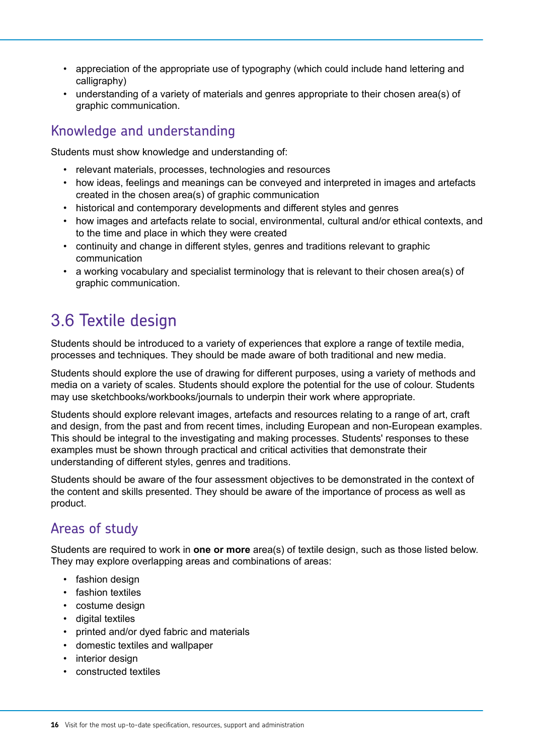- appreciation of the appropriate use of typography (which could include hand lettering and calligraphy)
- understanding of a variety of materials and genres appropriate to their chosen area(s) of graphic communication.

## Knowledge and understanding

Students must show knowledge and understanding of:

- relevant materials, processes, technologies and resources
- how ideas, feelings and meanings can be conveyed and interpreted in images and artefacts created in the chosen area(s) of graphic communication
- historical and contemporary developments and different styles and genres
- how images and artefacts relate to social, environmental, cultural and/or ethical contexts, and to the time and place in which they were created
- continuity and change in different styles, genres and traditions relevant to graphic communication
- a working vocabulary and specialist terminology that is relevant to their chosen area(s) of graphic communication.

# 3.6 Textile design

Students should be introduced to a variety of experiences that explore a range of textile media, processes and techniques. They should be made aware of both traditional and new media.

Students should explore the use of drawing for different purposes, using a variety of methods and media on a variety of scales. Students should explore the potential for the use of colour. Students may use sketchbooks/workbooks/journals to underpin their work where appropriate.

Students should explore relevant images, artefacts and resources relating to a range of art, craft and design, from the past and from recent times, including European and non-European examples. This should be integral to the investigating and making processes. Students' responses to these examples must be shown through practical and critical activities that demonstrate their understanding of different styles, genres and traditions.

Students should be aware of the four assessment objectives to be demonstrated in the context of the content and skills presented. They should be aware of the importance of process as well as product.

## Areas of study

Students are required to work in **one or more** area(s) of textile design, such as those listed below. They may explore overlapping areas and combinations of areas:

- fashion design
- fashion textiles
- costume design
- digital textiles
- printed and/or dyed fabric and materials
- domestic textiles and wallpaper
- interior design
- constructed textiles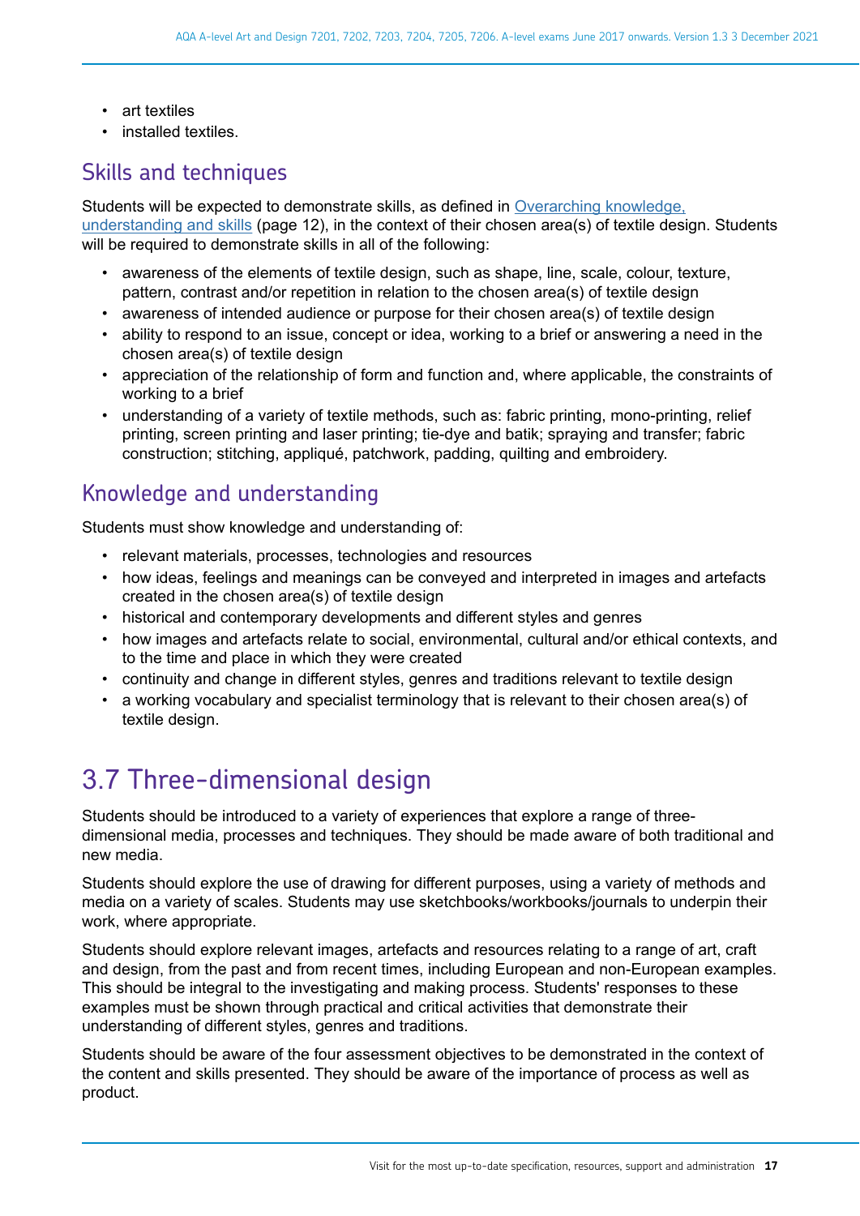- art textiles
- installed textiles.

## Skills and techniques

Students will be expected to demonstrate skills, as defined in Overarching knowledge, understanding and skills (page 12), in the context of their chosen area(s) of textile design. Students will be required to demonstrate skills in all of the following:

- awareness of the elements of textile design, such as shape, line, scale, colour, texture, pattern, contrast and/or repetition in relation to the chosen area(s) of textile design
- awareness of intended audience or purpose for their chosen area(s) of textile design
- ability to respond to an issue, concept or idea, working to a brief or answering a need in the chosen area(s) of textile design
- appreciation of the relationship of form and function and, where applicable, the constraints of working to a brief
- understanding of a variety of textile methods, such as: fabric printing, mono-printing, relief printing, screen printing and laser printing; tie-dye and batik; spraying and transfer; fabric construction; stitching, appliqué, patchwork, padding, quilting and embroidery.

## Knowledge and understanding

Students must show knowledge and understanding of:

- relevant materials, processes, technologies and resources
- how ideas, feelings and meanings can be conveyed and interpreted in images and artefacts created in the chosen area(s) of textile design
- historical and contemporary developments and different styles and genres
- how images and artefacts relate to social, environmental, cultural and/or ethical contexts, and to the time and place in which they were created
- continuity and change in different styles, genres and traditions relevant to textile design
- a working vocabulary and specialist terminology that is relevant to their chosen area(s) of textile design.

# 3.7 Three-dimensional design

Students should be introduced to a variety of experiences that explore a range of three-dimensional media, processes and techniques. They should be made aware of both traditional and new media.

Students should explore the use of drawing for different purposes, using a variety of methods and media on a variety of scales. Students may use sketchbooks/workbooks/journals to underpin their work, where appropriate.

Students should explore relevant images, artefacts and resources relating to a range of art, craft and design, from the past and from recent times, including European and non-European examples. This should be integral to the investigating and making process. Students' responses to these examples must be shown through practical and critical activities that demonstrate their understanding of different styles, genres and traditions.

Students should be aware of the four assessment objectives to be demonstrated in the context of the content and skills presented. They should be aware of the importance of process as well as product.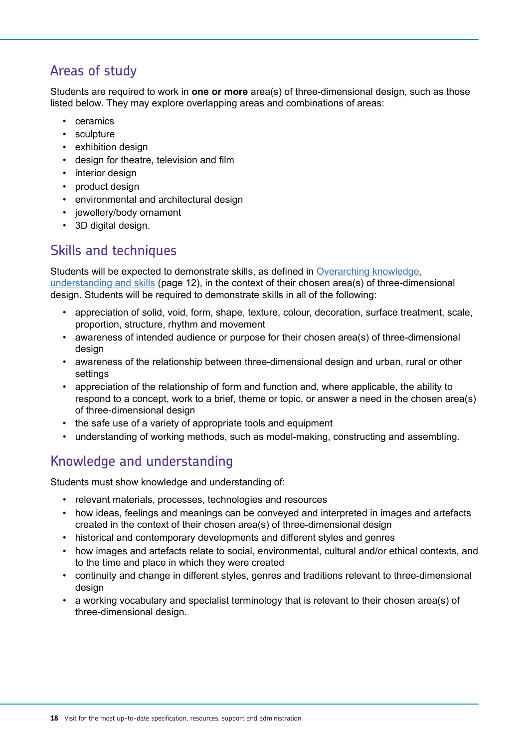## Areas of study

Students are required to work in **one or more** area(s) of three-dimensional design, such as those listed below. They may explore overlapping areas and combinations of areas:

- ceramics
- sculpture
- exhibition design
- design for theatre, television and film
- interior design
- product design
- environmental and architectural design
- jewellery/body ornament
- 3D digital design.

## Skills and techniques

Students will be expected to demonstrate skills, as defined in Overarching knowledge, understanding and skills (page 12), in the context of their chosen area(s) of three-dimensional design. Students will be required to demonstrate skills in all of the following:

- appreciation of solid, void, form, shape, texture, colour, decoration, surface treatment, scale, proportion, structure, rhythm and movement
- awareness of intended audience or purpose for their chosen area(s) of three-dimensional design
- awareness of the relationship between three-dimensional design and urban, rural or other settings
- appreciation of the relationship of form and function and, where applicable, the ability to respond to a concept, work to a brief, theme or topic, or answer a need in the chosen area(s) of three-dimensional design
- the safe use of a variety of appropriate tools and equipment
- understanding of working methods, such as model-making, constructing and assembling.

## Knowledge and understanding

Students must show knowledge and understanding of:

- relevant materials, processes, technologies and resources
- how ideas, feelings and meanings can be conveyed and interpreted in images and artefacts created in the context of their chosen area(s) of three-dimensional design
- historical and contemporary developments and different styles and genres
- how images and artefacts relate to social, environmental, cultural and/or ethical contexts, and to the time and place in which they were created
- continuity and change in different styles, genres and traditions relevant to three-dimensional design
- a working vocabulary and specialist terminology that is relevant to their chosen area(s) of three-dimensional design.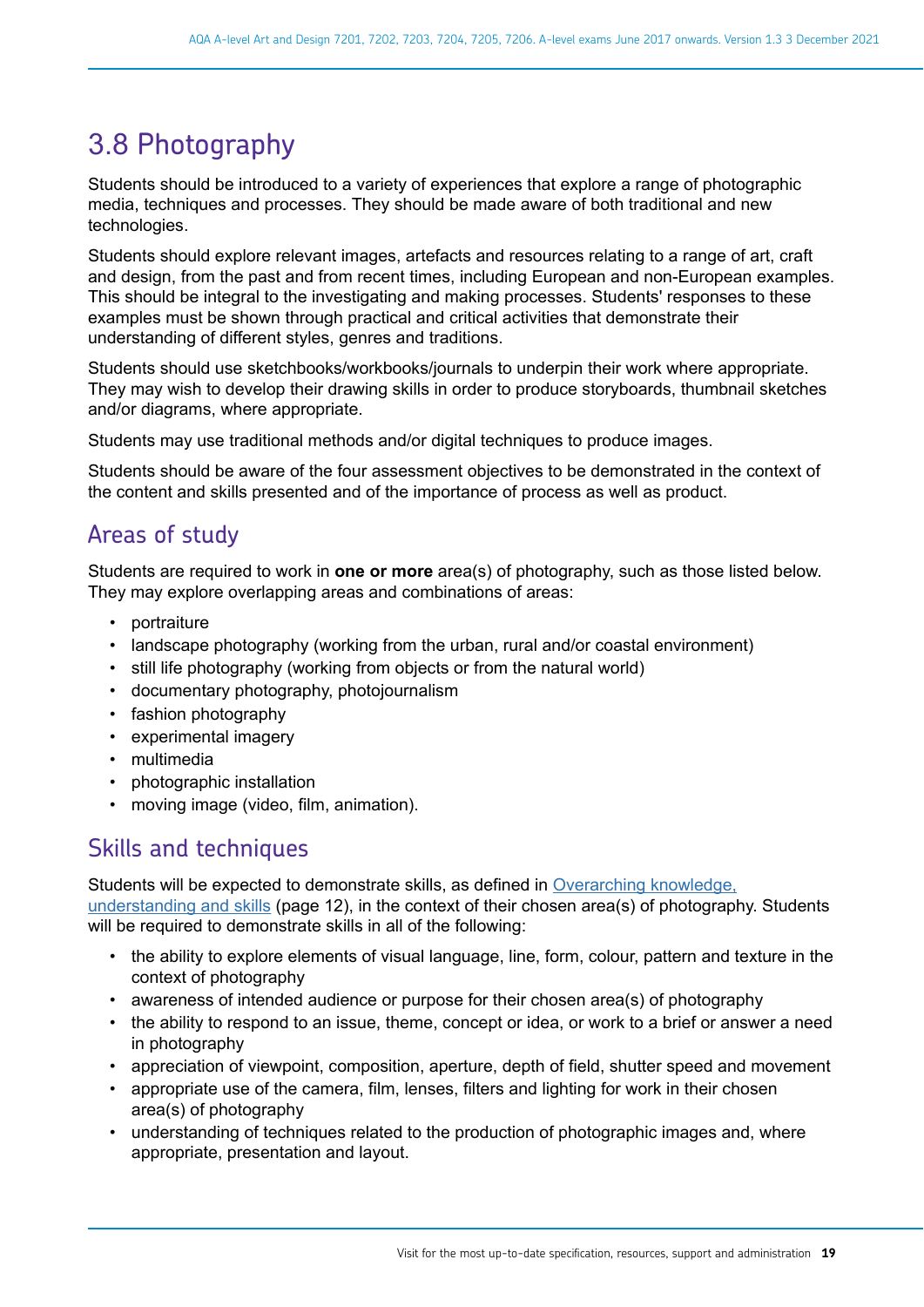## 3.8 Photography

Students should be introduced to a variety of experiences that explore a range of photographic media, techniques and processes. They should be made aware of both traditional and new technologies.

Students should explore relevant images, artefacts and resources relating to a range of art, craft and design, from the past and from recent times, including European and non-European examples. This should be integral to the investigating and making processes. Students' responses to these examples must be shown through practical and critical activities that demonstrate their understanding of different styles, genres and traditions.

Students should use sketchbooks/workbooks/journals to underpin their work where appropriate. They may wish to develop their drawing skills in order to produce storyboards, thumbnail sketches and/or diagrams, where appropriate.

Students may use traditional methods and/or digital techniques to produce images.

Students should be aware of the four assessment objectives to be demonstrated in the context of the content and skills presented and of the importance of process as well as product.

### Areas of study

Students are required to work in **one or more** area(s) of photography, such as those listed below. They may explore overlapping areas and combinations of areas:

- portraiture
- landscape photography (working from the urban, rural and/or coastal environment)
- still life photography (working from objects or from the natural world)
- documentary photography, photojournalism
- fashion photography
- experimental imagery
- multimedia
- photographic installation
- moving image (video, film, animation).

### Skills and techniques

Students will be expected to demonstrate skills, as defined in Overarching knowledge, understanding and skills (page 12), in the context of their chosen area(s) of photography. Students will be required to demonstrate skills in all of the following:

- the ability to explore elements of visual language, line, form, colour, pattern and texture in the context of photography
- awareness of intended audience or purpose for their chosen area(s) of photography
- the ability to respond to an issue, theme, concept or idea, or work to a brief or answer a need in photography
- appreciation of viewpoint, composition, aperture, depth of field, shutter speed and movement
- appropriate use of the camera, film, lenses, filters and lighting for work in their chosen area(s) of photography
- understanding of techniques related to the production of photographic images and, where appropriate, presentation and layout.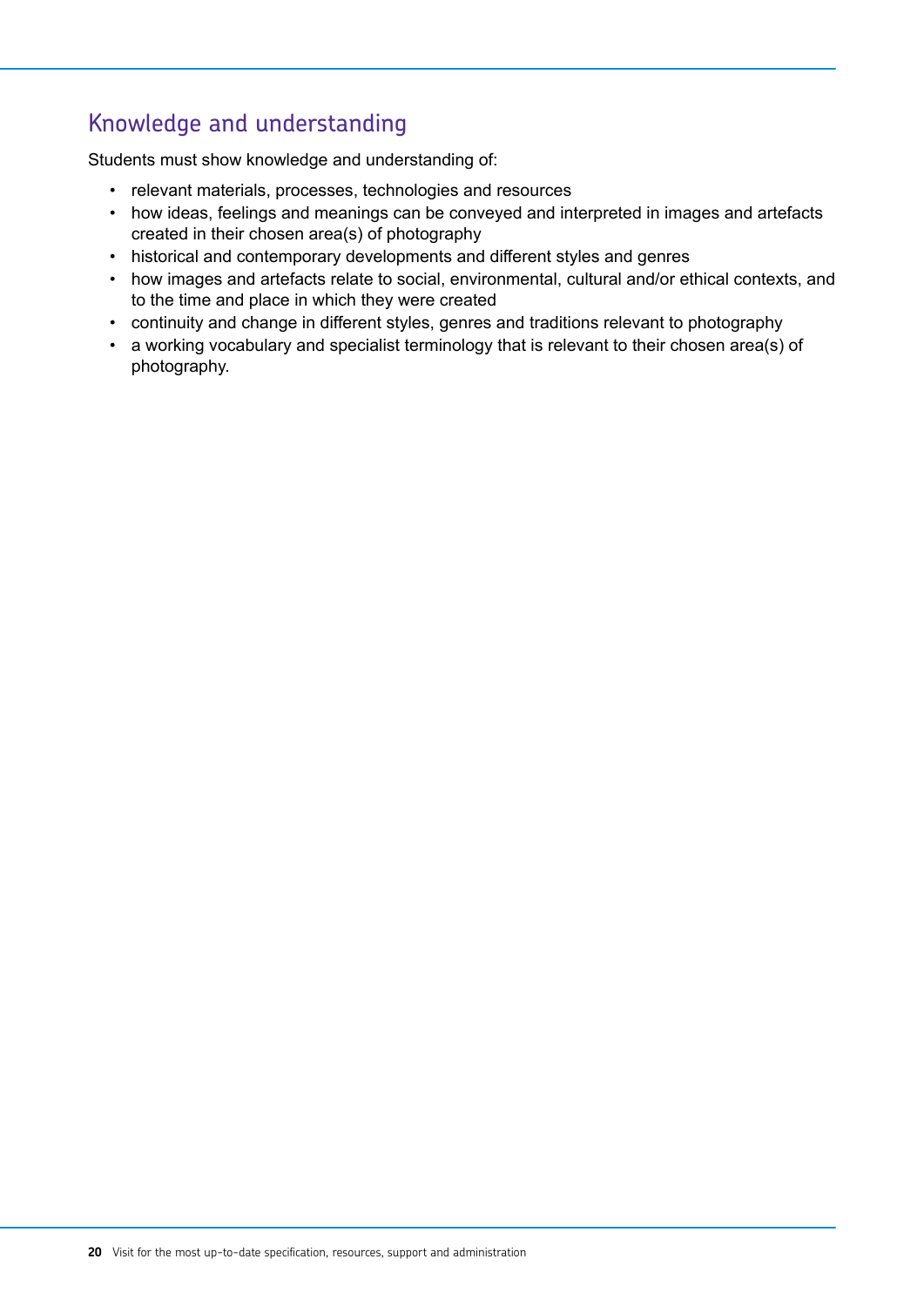## Knowledge and understanding

Students must show knowledge and understanding of:

- relevant materials, processes, technologies and resources
- how ideas, feelings and meanings can be conveyed and interpreted in images and artefacts created in their chosen area(s) of photography
- historical and contemporary developments and different styles and genres
- how images and artefacts relate to social, environmental, cultural and/or ethical contexts, and to the time and place in which they were created
- continuity and change in different styles, genres and traditions relevant to photography
- a working vocabulary and specialist terminology that is relevant to their chosen area(s) of photography.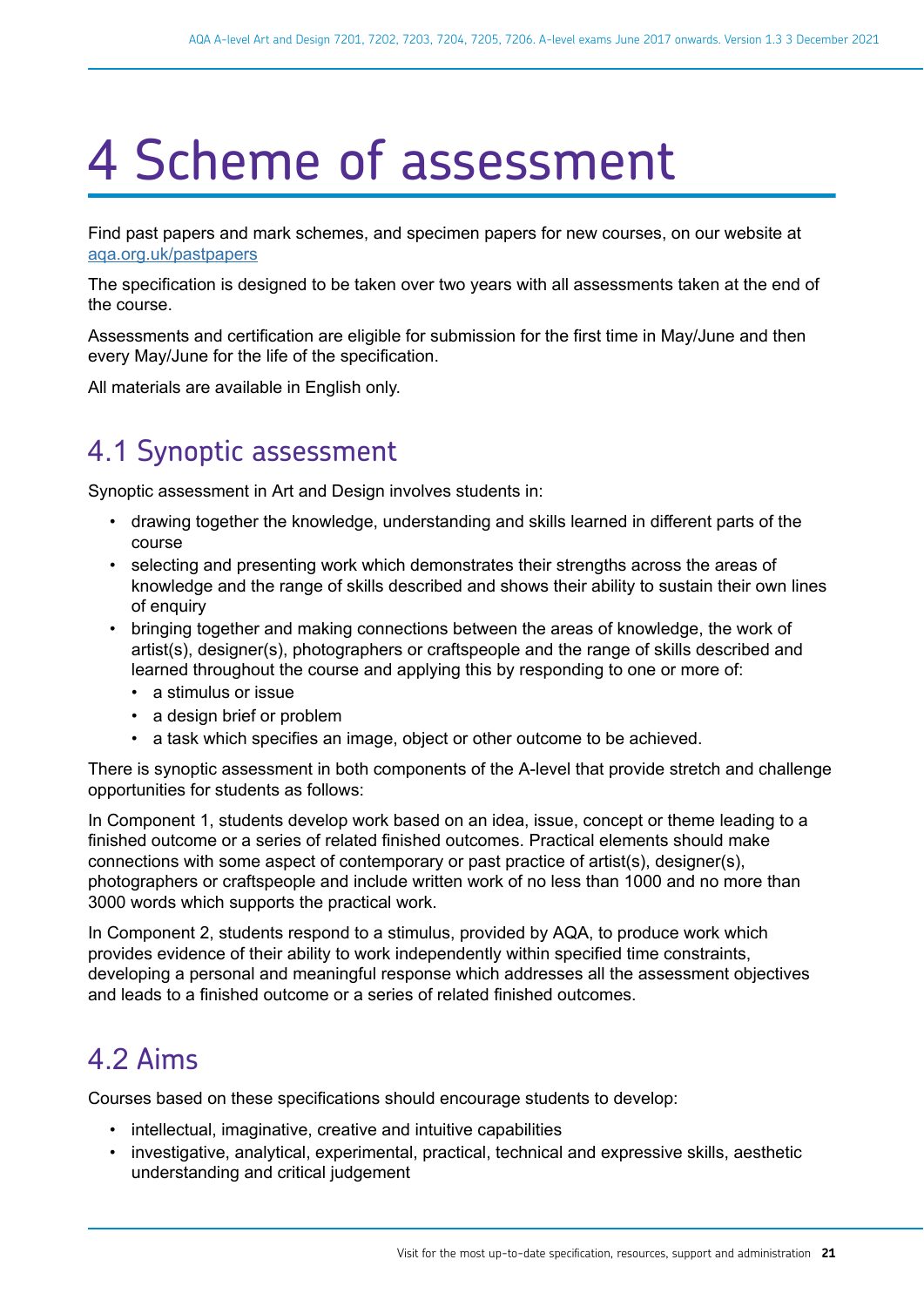# 4 Scheme of assessment

Find past papers and mark schemes, and specimen papers for new courses, on our website at [aqa.org.uk/pastpapers](aqa.org.uk/pastpapers)

The specification is designed to be taken over two years with all assessments taken at the end of the course.

Assessments and certification are eligible for submission for the first time in May/June and then every May/June for the life of the specification.

All materials are available in English only.

## 4.1 Synoptic assessment

Synoptic assessment in Art and Design involves students in:

- drawing together the knowledge, understanding and skills learned in different parts of the course
- selecting and presenting work which demonstrates their strengths across the areas of knowledge and the range of skills described and shows their ability to sustain their own lines of enquiry
- bringing together and making connections between the areas of knowledge, the work of artist(s), designer(s), photographers or craftspeople and the range of skills described and learned throughout the course and applying this by responding to one or more of:
  - a stimulus or issue
  - a design brief or problem
  - a task which specifies an image, object or other outcome to be achieved.

There is synoptic assessment in both components of the A-level that provide stretch and challenge opportunities for students as follows:

In Component 1, students develop work based on an idea, issue, concept or theme leading to a finished outcome or a series of related finished outcomes. Practical elements should make connections with some aspect of contemporary or past practice of artist(s), designer(s), photographers or craftspeople and include written work of no less than 1000 and no more than 3000 words which supports the practical work.

In Component 2, students respond to a stimulus, provided by AQA, to produce work which provides evidence of their ability to work independently within specified time constraints, developing a personal and meaningful response which addresses all the assessment objectives and leads to a finished outcome or a series of related finished outcomes.

## 4.2 Aims

Courses based on these specifications should encourage students to develop:

- intellectual, imaginative, creative and intuitive capabilities
- investigative, analytical, experimental, practical, technical and expressive skills, aesthetic understanding and critical judgement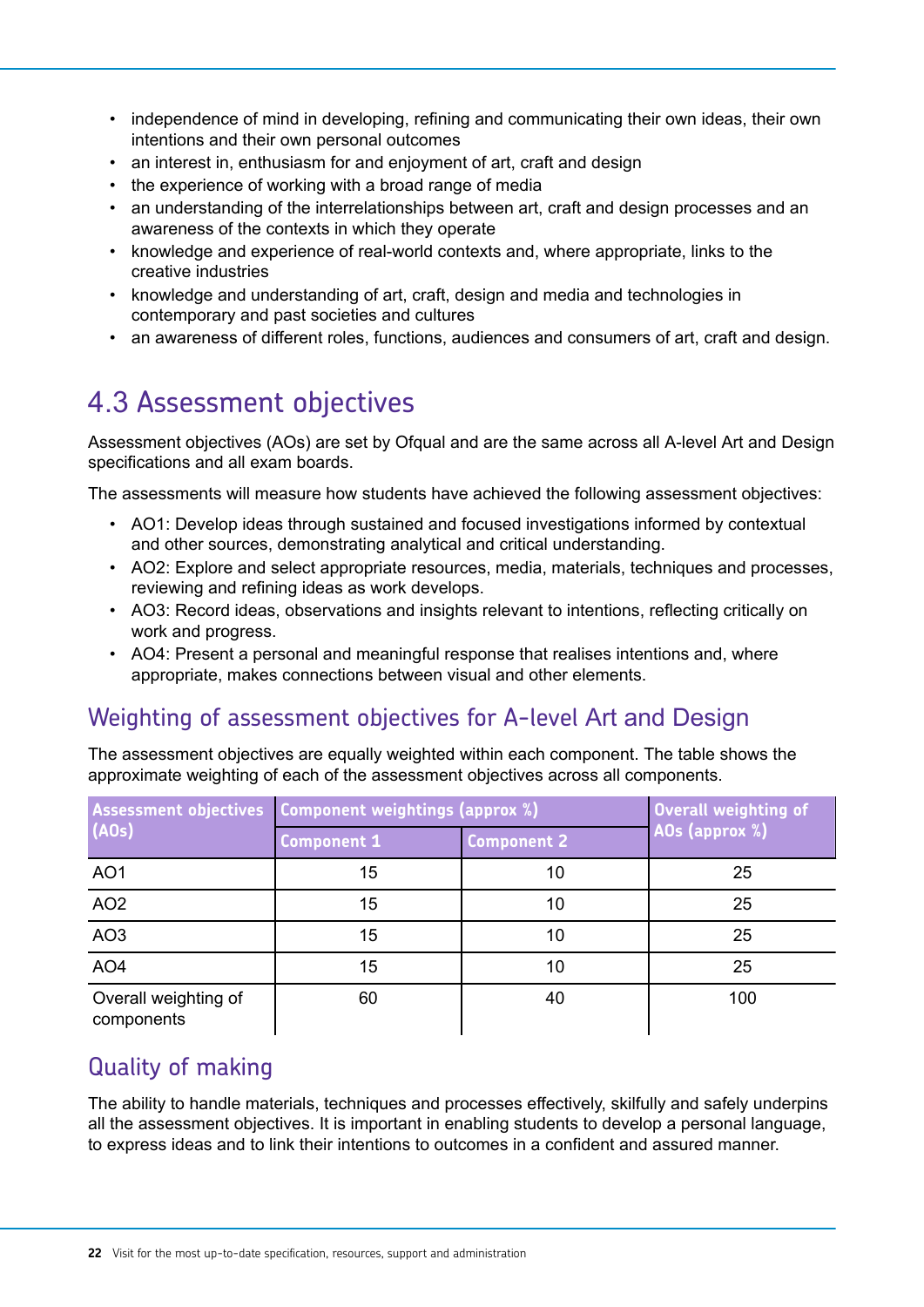- independence of mind in developing, refining and communicating their own ideas, their own intentions and their own personal outcomes
- an interest in, enthusiasm for and enjoyment of art, craft and design
- the experience of working with a broad range of media
- an understanding of the interrelationships between art, craft and design processes and an awareness of the contexts in which they operate
- knowledge and experience of real-world contexts and, where appropriate, links to the creative industries
- knowledge and understanding of art, craft, design and media and technologies in contemporary and past societies and cultures
- an awareness of different roles, functions, audiences and consumers of art, craft and design.

## 4.3 Assessment objectives

Assessment objectives (AOs) are set by Ofqual and are the same across all A-level Art and Design specifications and all exam boards.

The assessments will measure how students have achieved the following assessment objectives:

- AO1: Develop ideas through sustained and focused investigations informed by contextual and other sources, demonstrating analytical and critical understanding.
- AO2: Explore and select appropriate resources, media, materials, techniques and processes, reviewing and refining ideas as work develops.
- AO3: Record ideas, observations and insights relevant to intentions, reflecting critically on work and progress.
- AO4: Present a personal and meaningful response that realises intentions and, where appropriate, makes connections between visual and other elements.

### Weighting of assessment objectives for A-level Art and Design

The assessment objectives are equally weighted within each component. The table shows the approximate weighting of each of the assessment objectives across all components.

| Assessment objectives (AOs) | Component weightings (approx %) | | Overall weighting of AOs (approx %) |
|---|---|---|---|
| | Component 1 | Component 2 | |
| AO1 | 15 | 10 | 25 |
| AO2 | 15 | 10 | 25 |
| AO3 | 15 | 10 | 25 |
| AO4 | 15 | 10 | 25 |
| Overall weighting of components | 60 | 40 | 100 |

### Quality of making

The ability to handle materials, techniques and processes effectively, skilfully and safely underpins all the assessment objectives. It is important in enabling students to develop a personal language, to express ideas and to link their intentions to outcomes in a confident and assured manner.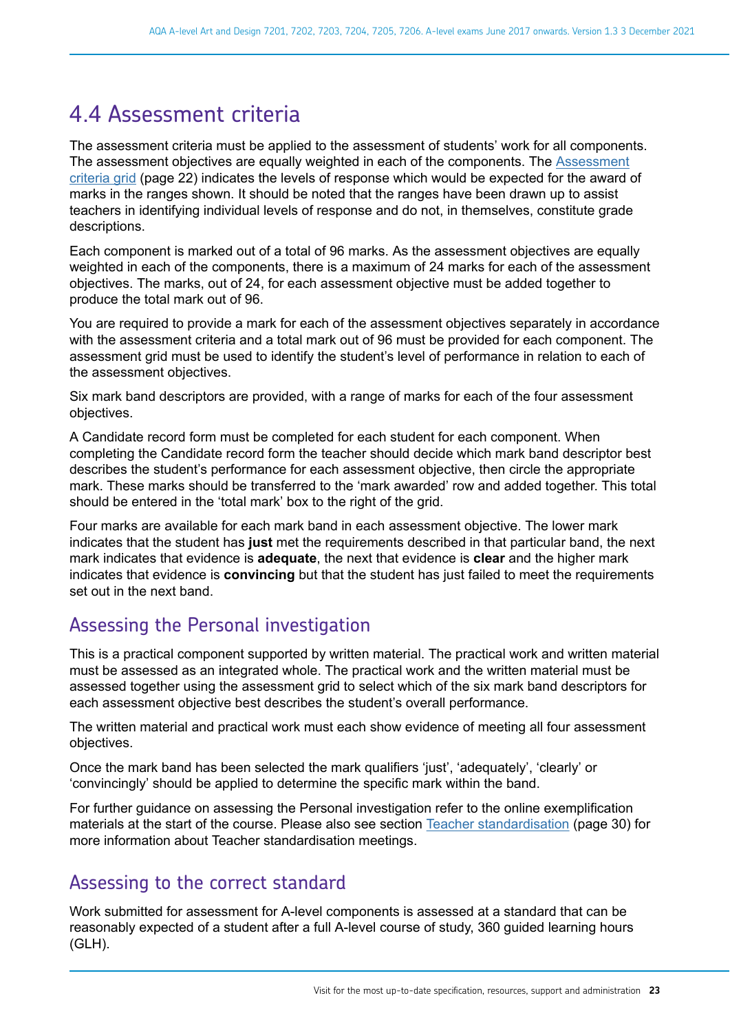## 4.4 Assessment criteria

The assessment criteria must be applied to the assessment of students' work for all components. The assessment objectives are equally weighted in each of the components. The Assessment criteria grid (page 22) indicates the levels of response which would be expected for the award of marks in the ranges shown. It should be noted that the ranges have been drawn up to assist teachers in identifying individual levels of response and do not, in themselves, constitute grade descriptions.

Each component is marked out of a total of 96 marks. As the assessment objectives are equally weighted in each of the components, there is a maximum of 24 marks for each of the assessment objectives. The marks, out of 24, for each assessment objective must be added together to produce the total mark out of 96.

You are required to provide a mark for each of the assessment objectives separately in accordance with the assessment criteria and a total mark out of 96 must be provided for each component. The assessment grid must be used to identify the student's level of performance in relation to each of the assessment objectives.

Six mark band descriptors are provided, with a range of marks for each of the four assessment objectives.

A Candidate record form must be completed for each student for each component. When completing the Candidate record form the teacher should decide which mark band descriptor best describes the student's performance for each assessment objective, then circle the appropriate mark. These marks should be transferred to the 'mark awarded' row and added together. This total should be entered in the 'total mark' box to the right of the grid.

Four marks are available for each mark band in each assessment objective. The lower mark indicates that the student has **just** met the requirements described in that particular band, the next mark indicates that evidence is **adequate**, the next that evidence is **clear** and the higher mark indicates that evidence is **convincing** but that the student has just failed to meet the requirements set out in the next band.

### Assessing the Personal investigation

This is a practical component supported by written material. The practical work and written material must be assessed as an integrated whole. The practical work and the written material must be assessed together using the assessment grid to select which of the six mark band descriptors for each assessment objective best describes the student's overall performance.

The written material and practical work must each show evidence of meeting all four assessment objectives.

Once the mark band has been selected the mark qualifiers 'just', 'adequately', 'clearly' or 'convincingly' should be applied to determine the specific mark within the band.

For further guidance on assessing the Personal investigation refer to the online exemplification materials at the start of the course. Please also see section Teacher standardisation (page 30) for more information about Teacher standardisation meetings.

### Assessing to the correct standard

Work submitted for assessment for A-level components is assessed at a standard that can be reasonably expected of a student after a full A-level course of study, 360 guided learning hours (GLH).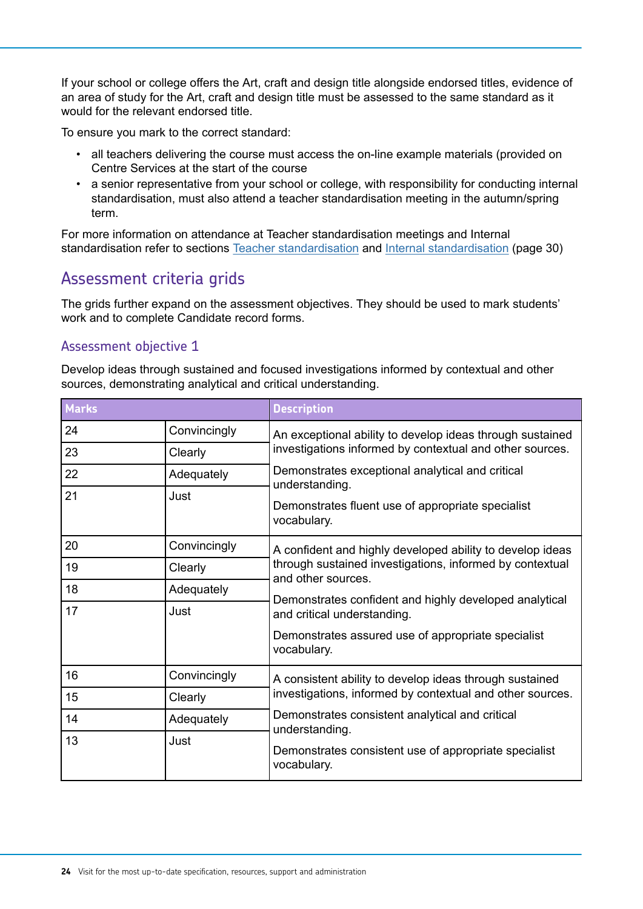If your school or college offers the Art, craft and design title alongside endorsed titles, evidence of an area of study for the Art, craft and design title must be assessed to the same standard as it would for the relevant endorsed title.

To ensure you mark to the correct standard:

- all teachers delivering the course must access the on-line example materials (provided on Centre Services at the start of the course
- a senior representative from your school or college, with responsibility for conducting internal standardisation, must also attend a teacher standardisation meeting in the autumn/spring term.

For more information on attendance at Teacher standardisation meetings and Internal standardisation refer to sections Teacher standardisation and Internal standardisation (page 30)

## Assessment criteria grids

The grids further expand on the assessment objectives. They should be used to mark students' work and to complete Candidate record forms.

### Assessment objective 1

Develop ideas through sustained and focused investigations informed by contextual and other sources, demonstrating analytical and critical understanding.

| Marks | | Description |
|---|---|---|
| 24 | Convincingly | An exceptional ability to develop ideas through sustained investigations informed by contextual and other sources.<br><br>Demonstrates exceptional analytical and critical understanding.<br><br>Demonstrates fluent use of appropriate specialist vocabulary. |
| 23 | Clearly | |
| 22 | Adequately | |
| 21 | Just | |
| 20 | Convincingly | A confident and highly developed ability to develop ideas through sustained investigations, informed by contextual and other sources.<br><br>Demonstrates confident and highly developed analytical and critical understanding.<br><br>Demonstrates assured use of appropriate specialist vocabulary. |
| 19 | Clearly | |
| 18 | Adequately | |
| 17 | Just | |
| 16 | Convincingly | A consistent ability to develop ideas through sustained investigations, informed by contextual and other sources.<br><br>Demonstrates consistent analytical and critical understanding.<br><br>Demonstrates consistent use of appropriate specialist vocabulary. |
| 15 | Clearly | |
| 14 | Adequately | |
| 13 | Just | |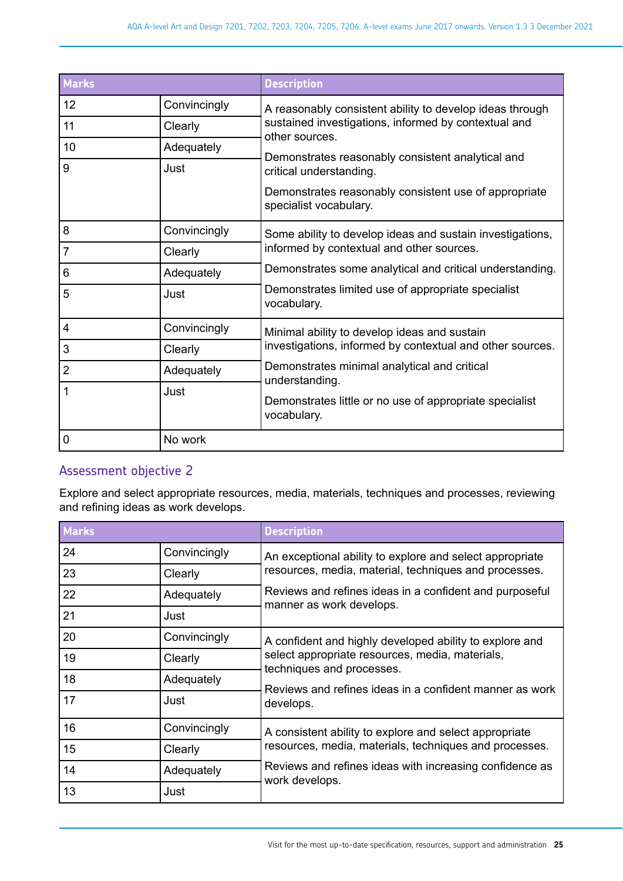| Marks | | Description |
|---|---|---|
| 12 | Convincingly | A reasonably consistent ability to develop ideas through sustained investigations, informed by contextual and other sources. Demonstrates reasonably consistent analytical and critical understanding. Demonstrates reasonably consistent use of appropriate specialist vocabulary. |
| 11 | Clearly | |
| 10 | Adequately | |
| 9 | Just | |
| 8 | Convincingly | Some ability to develop ideas and sustain investigations, informed by contextual and other sources. Demonstrates some analytical and critical understanding. Demonstrates limited use of appropriate specialist vocabulary. |
| 7 | Clearly | |
| 6 | Adequately | |
| 5 | Just | |
| 4 | Convincingly | Minimal ability to develop ideas and sustain investigations, informed by contextual and other sources. Demonstrates minimal analytical and critical understanding. Demonstrates little or no use of appropriate specialist vocabulary. |
| 3 | Clearly | |
| 2 | Adequately | |
| 1 | Just | |
| 0 | No work | |

## Assessment objective 2

Explore and select appropriate resources, media, materials, techniques and processes, reviewing and refining ideas as work develops.

| Marks | | Description |
|---|---|---|
| 24 | Convincingly | An exceptional ability to explore and select appropriate resources, media, material, techniques and processes. Reviews and refines ideas in a confident and purposeful manner as work develops. |
| 23 | Clearly | |
| 22 | Adequately | |
| 21 | Just | |
| 20 | Convincingly | A confident and highly developed ability to explore and select appropriate resources, media, materials, techniques and processes. Reviews and refines ideas in a confident manner as work develops. |
| 19 | Clearly | |
| 18 | Adequately | |
| 17 | Just | |
| 16 | Convincingly | A consistent ability to explore and select appropriate resources, media, materials, techniques and processes. Reviews and refines ideas with increasing confidence as work develops. |
| 15 | Clearly | |
| 14 | Adequately | |
| 13 | Just | |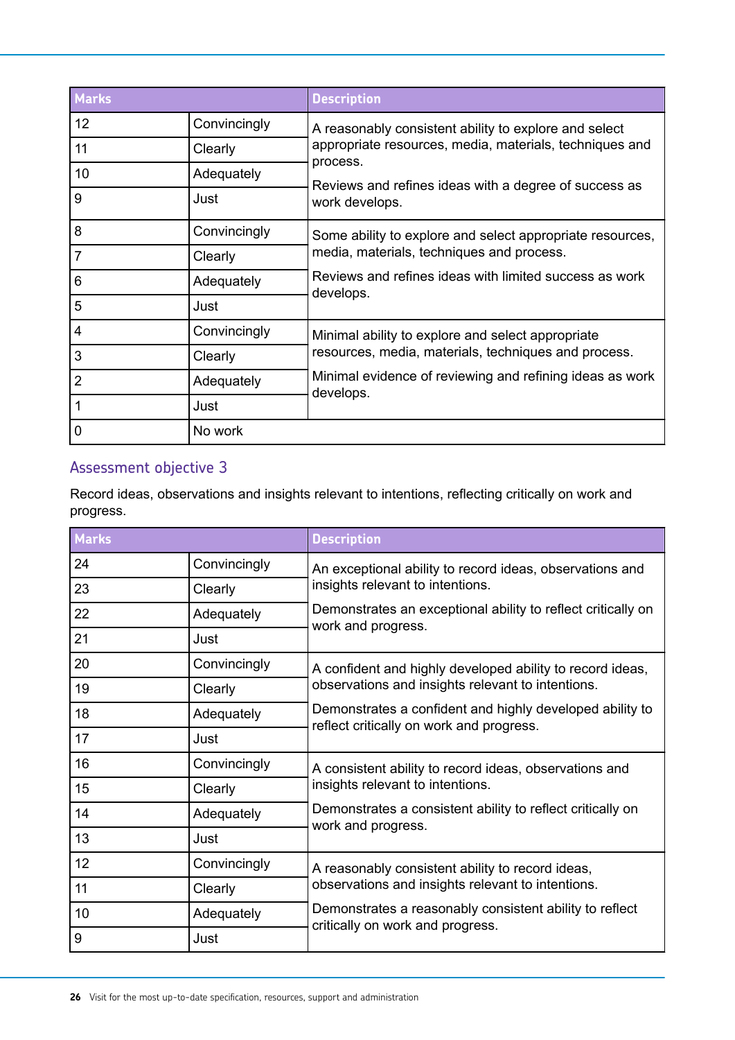| Marks | | Description |
|---|---|---|
| 12 | Convincingly | A reasonably consistent ability to explore and select appropriate resources, media, materials, techniques and process.<br><br>Reviews and refines ideas with a degree of success as work develops. |
| 11 | Clearly | |
| 10 | Adequately | |
| 9 | Just | |
| 8 | Convincingly | Some ability to explore and select appropriate resources, media, materials, techniques and process.<br><br>Reviews and refines ideas with limited success as work develops. |
| 7 | Clearly | |
| 6 | Adequately | |
| 5 | Just | |
| 4 | Convincingly | Minimal ability to explore and select appropriate resources, media, materials, techniques and process.<br><br>Minimal evidence of reviewing and refining ideas as work develops. |
| 3 | Clearly | |
| 2 | Adequately | |
| 1 | Just | |
| 0 | No work | |

## Assessment objective 3

Record ideas, observations and insights relevant to intentions, reflecting critically on work and progress.

| Marks | | Description |
|---|---|---|
| 24 | Convincingly | An exceptional ability to record ideas, observations and insights relevant to intentions.<br><br>Demonstrates an exceptional ability to reflect critically on work and progress. |
| 23 | Clearly | |
| 22 | Adequately | |
| 21 | Just | |
| 20 | Convincingly | A confident and highly developed ability to record ideas, observations and insights relevant to intentions.<br><br>Demonstrates a confident and highly developed ability to reflect critically on work and progress. |
| 19 | Clearly | |
| 18 | Adequately | |
| 17 | Just | |
| 16 | Convincingly | A consistent ability to record ideas, observations and insights relevant to intentions.<br><br>Demonstrates a consistent ability to reflect critically on work and progress. |
| 15 | Clearly | |
| 14 | Adequately | |
| 13 | Just | |
| 12 | Convincingly | A reasonably consistent ability to record ideas, observations and insights relevant to intentions.<br><br>Demonstrates a reasonably consistent ability to reflect critically on work and progress. |
| 11 | Clearly | |
| 10 | Adequately | |
| 9 | Just | |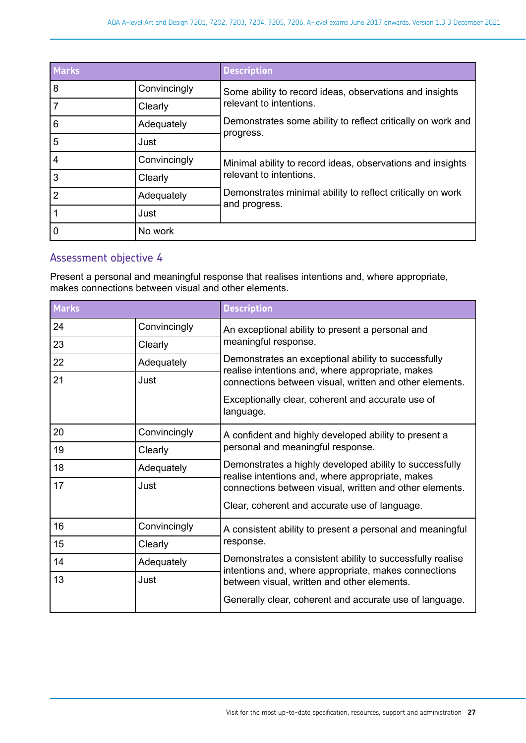| Marks | | Description |
|---|---|---|
| 8 | Convincingly | Some ability to record ideas, observations and insights relevant to intentions.<br><br>Demonstrates some ability to reflect critically on work and progress. |
| 7 | Clearly | |
| 6 | Adequately | |
| 5 | Just | |
| 4 | Convincingly | Minimal ability to record ideas, observations and insights relevant to intentions.<br><br>Demonstrates minimal ability to reflect critically on work and progress. |
| 3 | Clearly | |
| 2 | Adequately | |
| 1 | Just | |
| 0 | No work | |

## Assessment objective 4

Present a personal and meaningful response that realises intentions and, where appropriate, makes connections between visual and other elements.

| Marks | | Description |
|---|---|---|
| 24 | Convincingly | An exceptional ability to present a personal and meaningful response.<br><br>Demonstrates an exceptional ability to successfully realise intentions and, where appropriate, makes connections between visual, written and other elements.<br><br>Exceptionally clear, coherent and accurate use of language. |
| 23 | Clearly | |
| 22 | Adequately | |
| 21 | Just | |
| 20 | Convincingly | A confident and highly developed ability to present a personal and meaningful response.<br><br>Demonstrates a highly developed ability to successfully realise intentions and, where appropriate, makes connections between visual, written and other elements.<br><br>Clear, coherent and accurate use of language. |
| 19 | Clearly | |
| 18 | Adequately | |
| 17 | Just | |
| 16 | Convincingly | A consistent ability to present a personal and meaningful response.<br><br>Demonstrates a consistent ability to successfully realise intentions and, where appropriate, makes connections between visual, written and other elements.<br><br>Generally clear, coherent and accurate use of language. |
| 15 | Clearly | |
| 14 | Adequately | |
| 13 | Just | |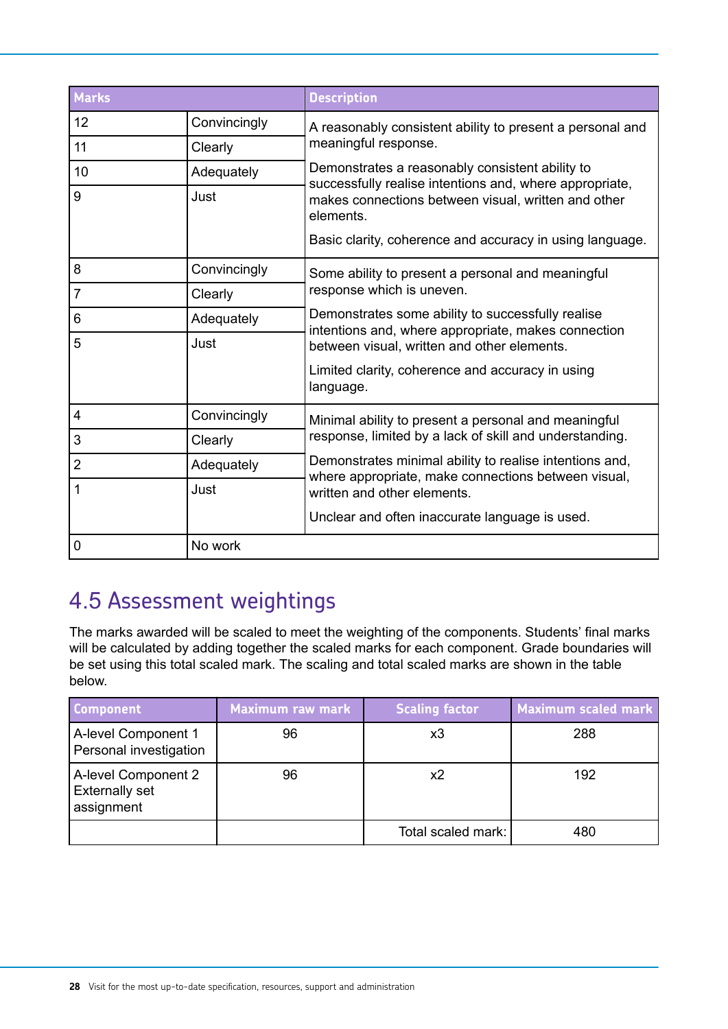| Marks | | Description |
|---|---|---|
| 12 | Convincingly | A reasonably consistent ability to present a personal and meaningful response.<br><br>Demonstrates a reasonably consistent ability to successfully realise intentions and, where appropriate, makes connections between visual, written and other elements.<br><br>Basic clarity, coherence and accuracy in using language. |
| 11 | Clearly | |
| 10 | Adequately | |
| 9 | Just | |
| 8 | Convincingly | Some ability to present a personal and meaningful response which is uneven.<br><br>Demonstrates some ability to successfully realise intentions and, where appropriate, makes connection between visual, written and other elements.<br><br>Limited clarity, coherence and accuracy in using language. |
| 7 | Clearly | |
| 6 | Adequately | |
| 5 | Just | |
| 4 | Convincingly | Minimal ability to present a personal and meaningful response, limited by a lack of skill and understanding.<br><br>Demonstrates minimal ability to realise intentions and, where appropriate, make connections between visual, written and other elements.<br><br>Unclear and often inaccurate language is used. |
| 3 | Clearly | |
| 2 | Adequately | |
| 1 | Just | |
| 0 | No work | |

## 4.5 Assessment weightings

The marks awarded will be scaled to meet the weighting of the components. Students' final marks will be calculated by adding together the scaled marks for each component. Grade boundaries will be set using this total scaled mark. The scaling and total scaled marks are shown in the table below.

| Component | Maximum raw mark | Scaling factor | Maximum scaled mark |
|---|---|---|---|
| A-level Component 1 Personal investigation | 96 | x3 | 288 |
| A-level Component 2 Externally set assignment | 96 | x2 | 192 |
| | | Total scaled mark: | 480 |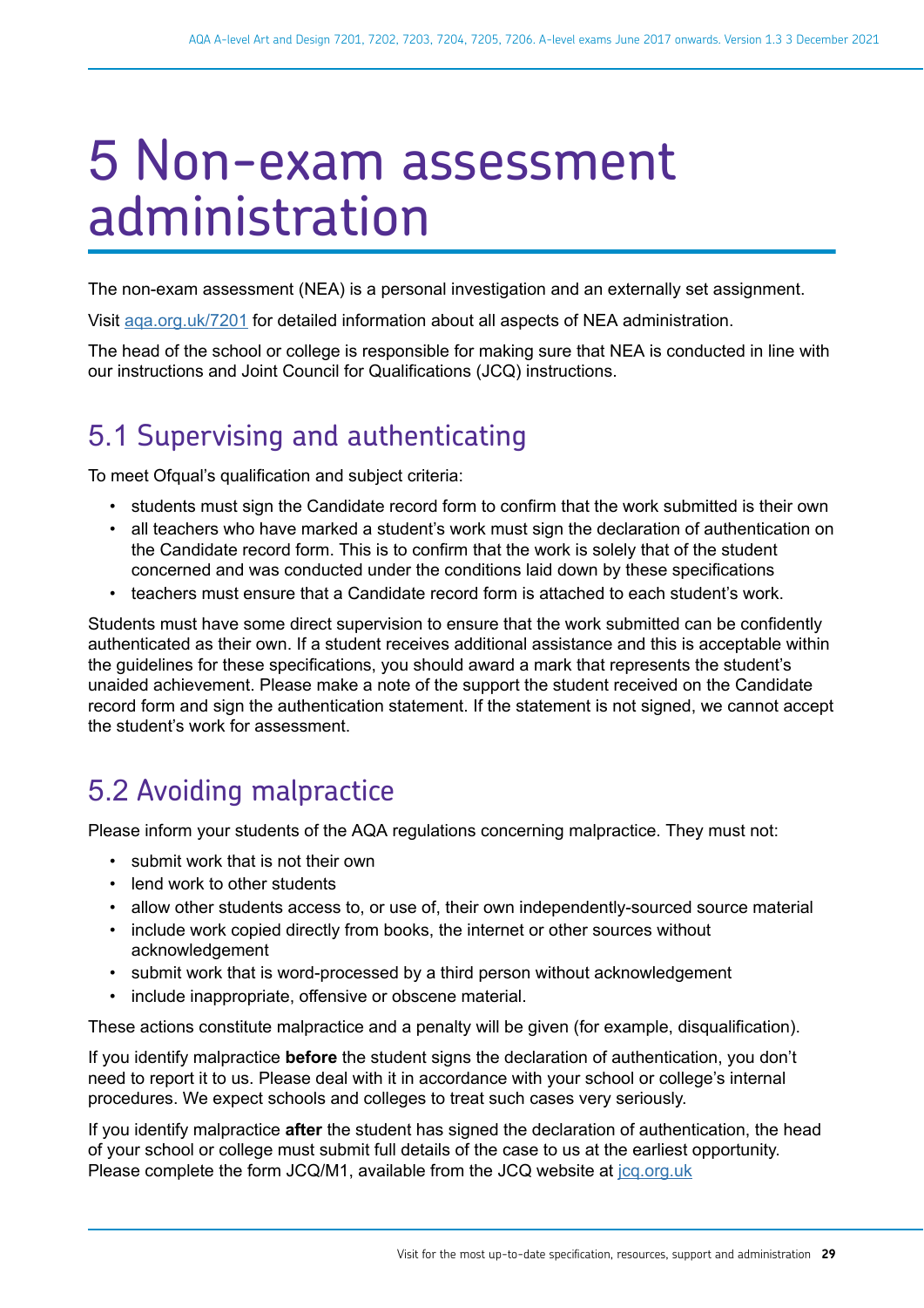# 5 Non-exam assessment administration

The non-exam assessment (NEA) is a personal investigation and an externally set assignment.

Visit [aqa.org.uk/7201](aqa.org.uk/7201) for detailed information about all aspects of NEA administration.

The head of the school or college is responsible for making sure that NEA is conducted in line with our instructions and Joint Council for Qualifications (JCQ) instructions.

## 5.1 Supervising and authenticating

To meet Ofqual's qualification and subject criteria:

- students must sign the Candidate record form to confirm that the work submitted is their own
- all teachers who have marked a student's work must sign the declaration of authentication on the Candidate record form. This is to confirm that the work is solely that of the student concerned and was conducted under the conditions laid down by these specifications
- teachers must ensure that a Candidate record form is attached to each student's work.

Students must have some direct supervision to ensure that the work submitted can be confidently authenticated as their own. If a student receives additional assistance and this is acceptable within the guidelines for these specifications, you should award a mark that represents the student's unaided achievement. Please make a note of the support the student received on the Candidate record form and sign the authentication statement. If the statement is not signed, we cannot accept the student's work for assessment.

## 5.2 Avoiding malpractice

Please inform your students of the AQA regulations concerning malpractice. They must not:

- submit work that is not their own
- lend work to other students
- allow other students access to, or use of, their own independently-sourced source material
- include work copied directly from books, the internet or other sources without acknowledgement
- submit work that is word-processed by a third person without acknowledgement
- include inappropriate, offensive or obscene material.

These actions constitute malpractice and a penalty will be given (for example, disqualification).

If you identify malpractice **before** the student signs the declaration of authentication, you don't need to report it to us. Please deal with it in accordance with your school or college's internal procedures. We expect schools and colleges to treat such cases very seriously.

If you identify malpractice **after** the student has signed the declaration of authentication, the head of your school or college must submit full details of the case to us at the earliest opportunity. Please complete the form JCQ/M1, available from the JCQ website at [jcq.org.uk](jcq.org.uk)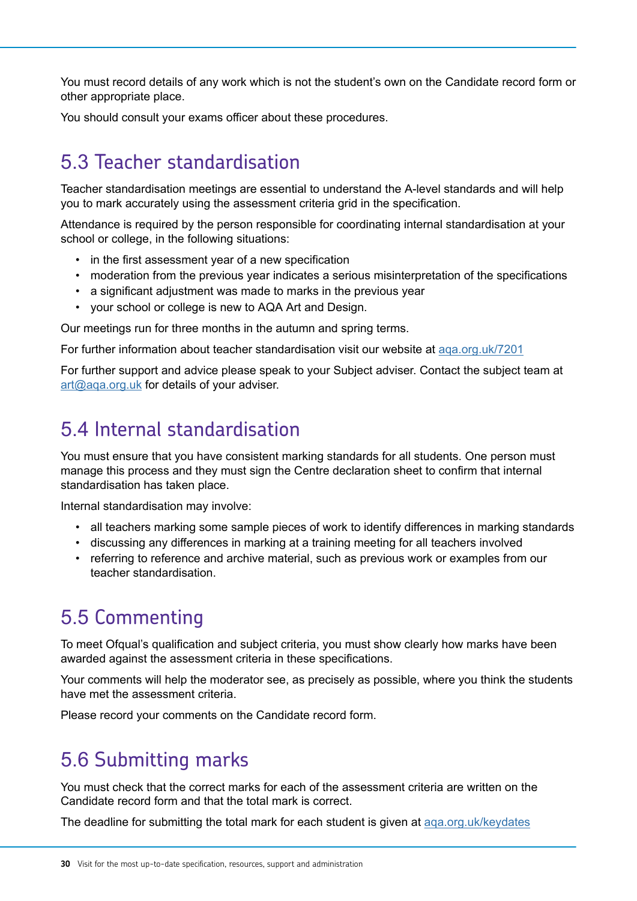You must record details of any work which is not the student's own on the Candidate record form or other appropriate place.

You should consult your exams officer about these procedures.

## 5.3 Teacher standardisation

Teacher standardisation meetings are essential to understand the A-level standards and will help you to mark accurately using the assessment criteria grid in the specification.

Attendance is required by the person responsible for coordinating internal standardisation at your school or college, in the following situations:

- in the first assessment year of a new specification
- moderation from the previous year indicates a serious misinterpretation of the specifications
- a significant adjustment was made to marks in the previous year
- your school or college is new to AQA Art and Design.

Our meetings run for three months in the autumn and spring terms.

For further information about teacher standardisation visit our website at aqa.org.uk/7201

For further support and advice please speak to your Subject adviser. Contact the subject team at art@aqa.org.uk for details of your adviser.

## 5.4 Internal standardisation

You must ensure that you have consistent marking standards for all students. One person must manage this process and they must sign the Centre declaration sheet to confirm that internal standardisation has taken place.

Internal standardisation may involve:

- all teachers marking some sample pieces of work to identify differences in marking standards
- discussing any differences in marking at a training meeting for all teachers involved
- referring to reference and archive material, such as previous work or examples from our teacher standardisation.

## 5.5 Commenting

To meet Ofqual's qualification and subject criteria, you must show clearly how marks have been awarded against the assessment criteria in these specifications.

Your comments will help the moderator see, as precisely as possible, where you think the students have met the assessment criteria.

Please record your comments on the Candidate record form.

## 5.6 Submitting marks

You must check that the correct marks for each of the assessment criteria are written on the Candidate record form and that the total mark is correct.

The deadline for submitting the total mark for each student is given at aqa.org.uk/keydates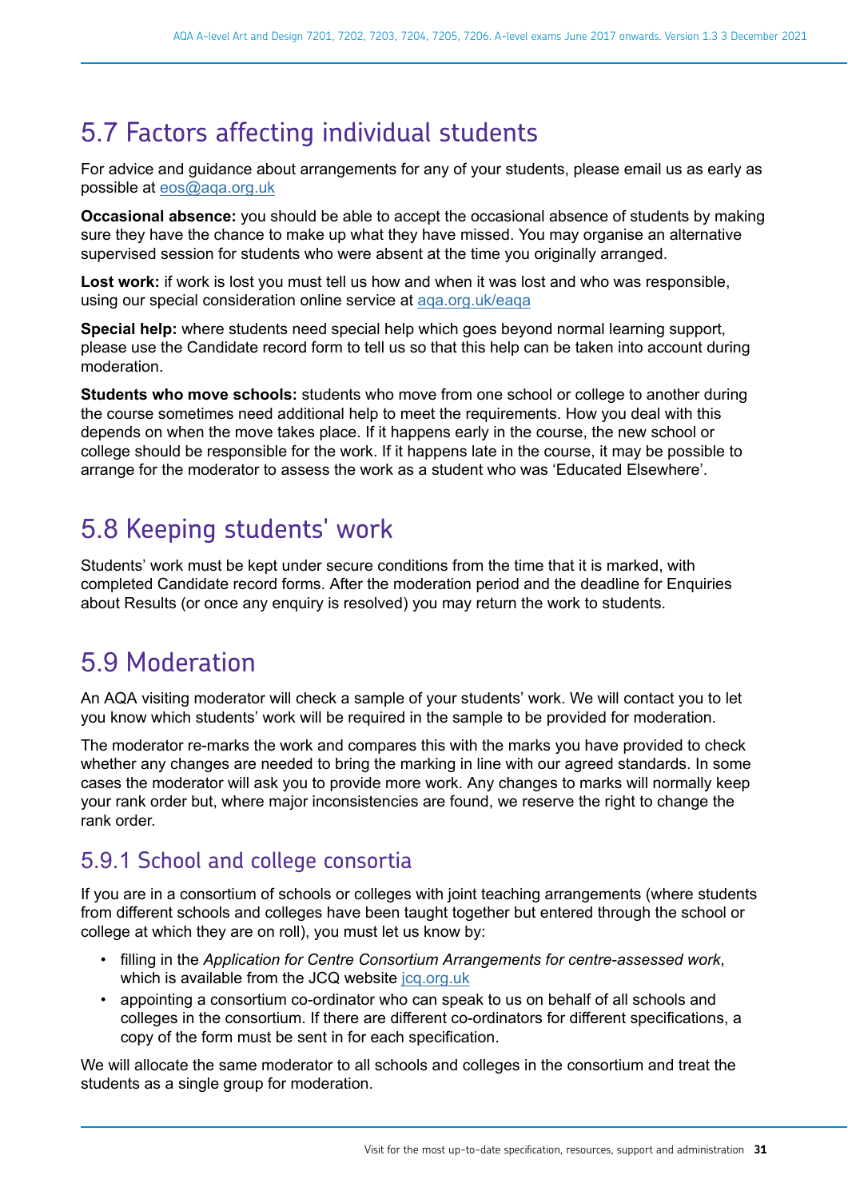## 5.7 Factors affecting individual students

For advice and guidance about arrangements for any of your students, please email us as early as possible at eos@aqa.org.uk

**Occasional absence:** you should be able to accept the occasional absence of students by making sure they have the chance to make up what they have missed. You may organise an alternative supervised session for students who were absent at the time you originally arranged.

**Lost work:** if work is lost you must tell us how and when it was lost and who was responsible, using our special consideration online service at aqa.org.uk/eaqa

**Special help:** where students need special help which goes beyond normal learning support, please use the Candidate record form to tell us so that this help can be taken into account during moderation.

**Students who move schools:** students who move from one school or college to another during the course sometimes need additional help to meet the requirements. How you deal with this depends on when the move takes place. If it happens early in the course, the new school or college should be responsible for the work. If it happens late in the course, it may be possible to arrange for the moderator to assess the work as a student who was 'Educated Elsewhere'.

## 5.8 Keeping students' work

Students' work must be kept under secure conditions from the time that it is marked, with completed Candidate record forms. After the moderation period and the deadline for Enquiries about Results (or once any enquiry is resolved) you may return the work to students.

## 5.9 Moderation

An AQA visiting moderator will check a sample of your students' work. We will contact you to let you know which students' work will be required in the sample to be provided for moderation.

The moderator re-marks the work and compares this with the marks you have provided to check whether any changes are needed to bring the marking in line with our agreed standards. In some cases the moderator will ask you to provide more work. Any changes to marks will normally keep your rank order but, where major inconsistencies are found, we reserve the right to change the rank order.

### 5.9.1 School and college consortia

If you are in a consortium of schools or colleges with joint teaching arrangements (where students from different schools and colleges have been taught together but entered through the school or college at which they are on roll), you must let us know by:

- filling in the *Application for Centre Consortium Arrangements for centre-assessed work*, which is available from the JCQ website jcq.org.uk
- appointing a consortium co-ordinator who can speak to us on behalf of all schools and colleges in the consortium. If there are different co-ordinators for different specifications, a copy of the form must be sent in for each specification.

We will allocate the same moderator to all schools and colleges in the consortium and treat the students as a single group for moderation.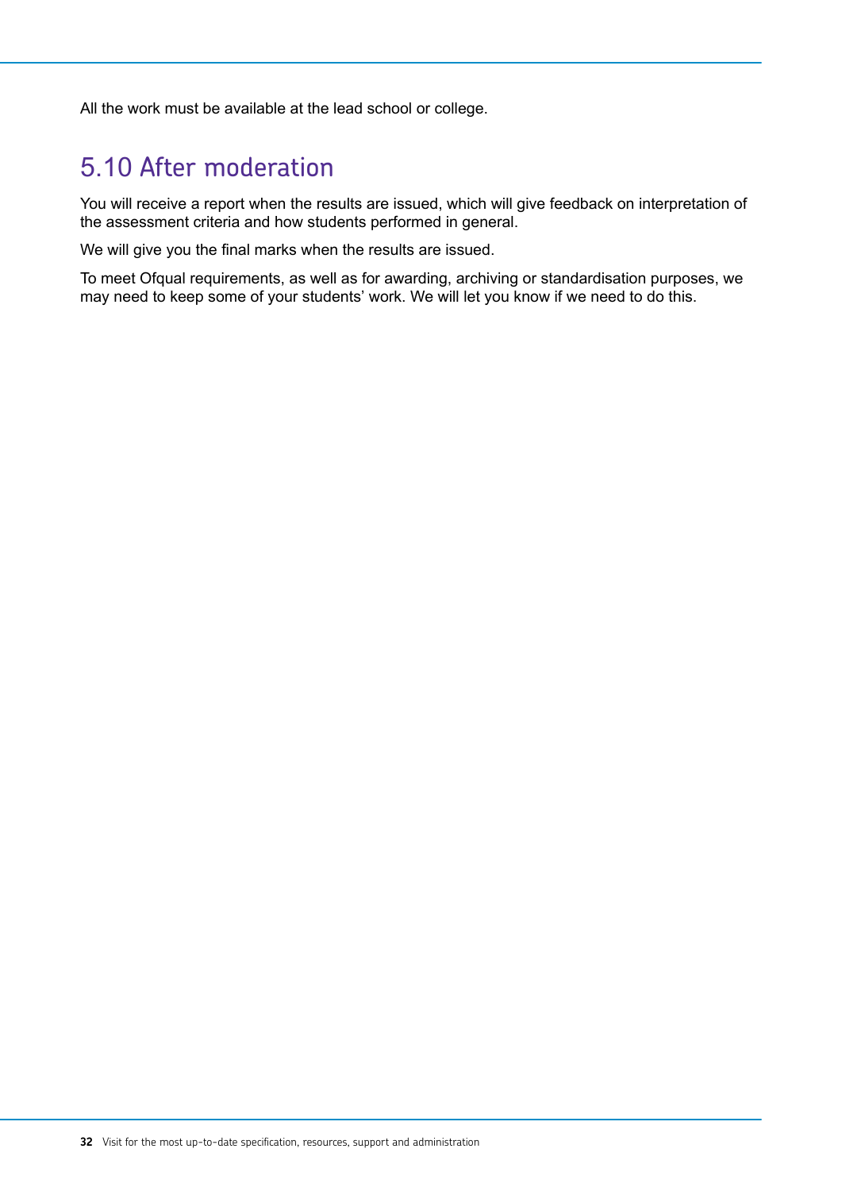All the work must be available at the lead school or college.

## 5.10 After moderation

You will receive a report when the results are issued, which will give feedback on interpretation of the assessment criteria and how students performed in general.

We will give you the final marks when the results are issued.

To meet Ofqual requirements, as well as for awarding, archiving or standardisation purposes, we may need to keep some of your students' work. We will let you know if we need to do this.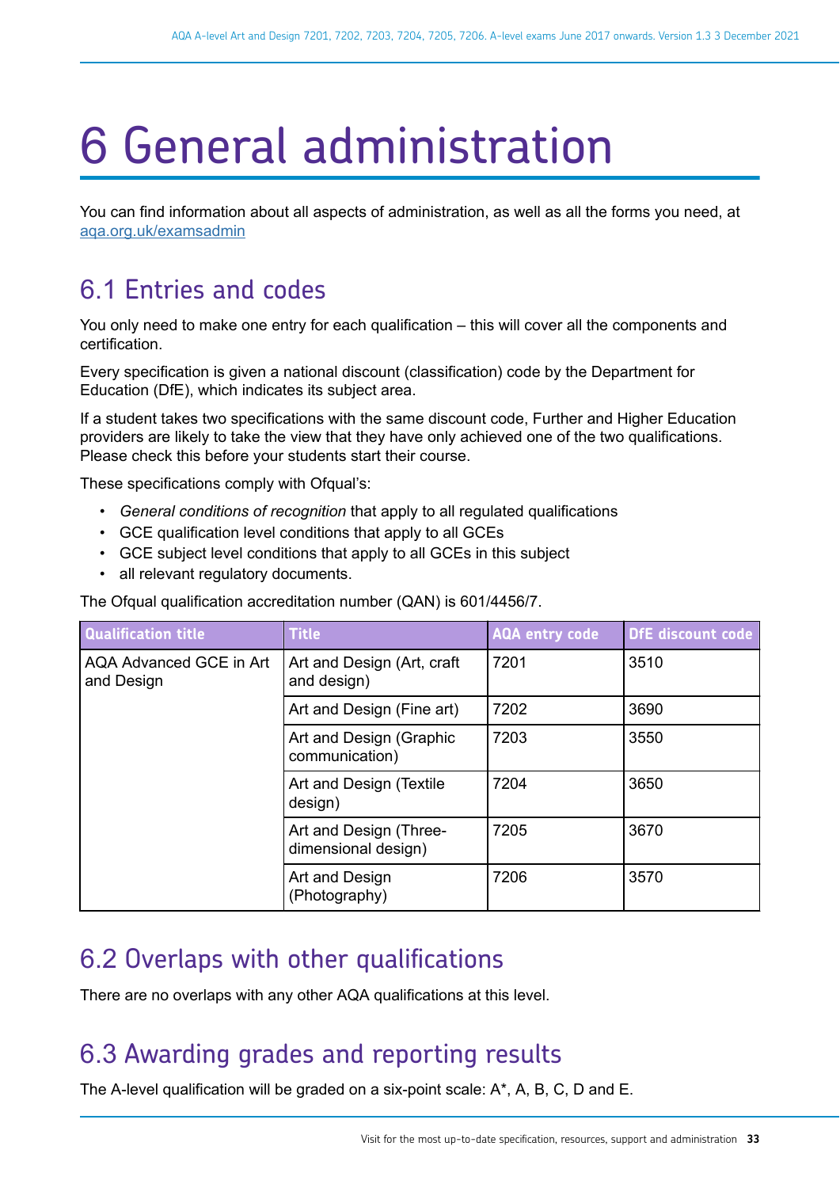# 6 General administration

You can find information about all aspects of administration, as well as all the forms you need, at [aqa.org.uk/examsadmin](aqa.org.uk/examsadmin)

## 6.1 Entries and codes

You only need to make one entry for each qualification – this will cover all the components and certification.

Every specification is given a national discount (classification) code by the Department for Education (DfE), which indicates its subject area.

If a student takes two specifications with the same discount code, Further and Higher Education providers are likely to take the view that they have only achieved one of the two qualifications. Please check this before your students start their course.

These specifications comply with Ofqual's:

- *General conditions of recognition* that apply to all regulated qualifications
- GCE qualification level conditions that apply to all GCEs
- GCE subject level conditions that apply to all GCEs in this subject
- all relevant regulatory documents.

The Ofqual qualification accreditation number (QAN) is 601/4456/7.

| Qualification title | Title | AQA entry code | DfE discount code |
|---|---|---|---|
| AQA Advanced GCE in Art and Design | Art and Design (Art, craft and design) | 7201 | 3510 |
| | Art and Design (Fine art) | 7202 | 3690 |
| | Art and Design (Graphic communication) | 7203 | 3550 |
| | Art and Design (Textile design) | 7204 | 3650 |
| | Art and Design (Three-dimensional design) | 7205 | 3670 |
| | Art and Design (Photography) | 7206 | 3570 |

## 6.2 Overlaps with other qualifications

There are no overlaps with any other AQA qualifications at this level.

## 6.3 Awarding grades and reporting results

The A-level qualification will be graded on a six-point scale: A*, A, B, C, D and E.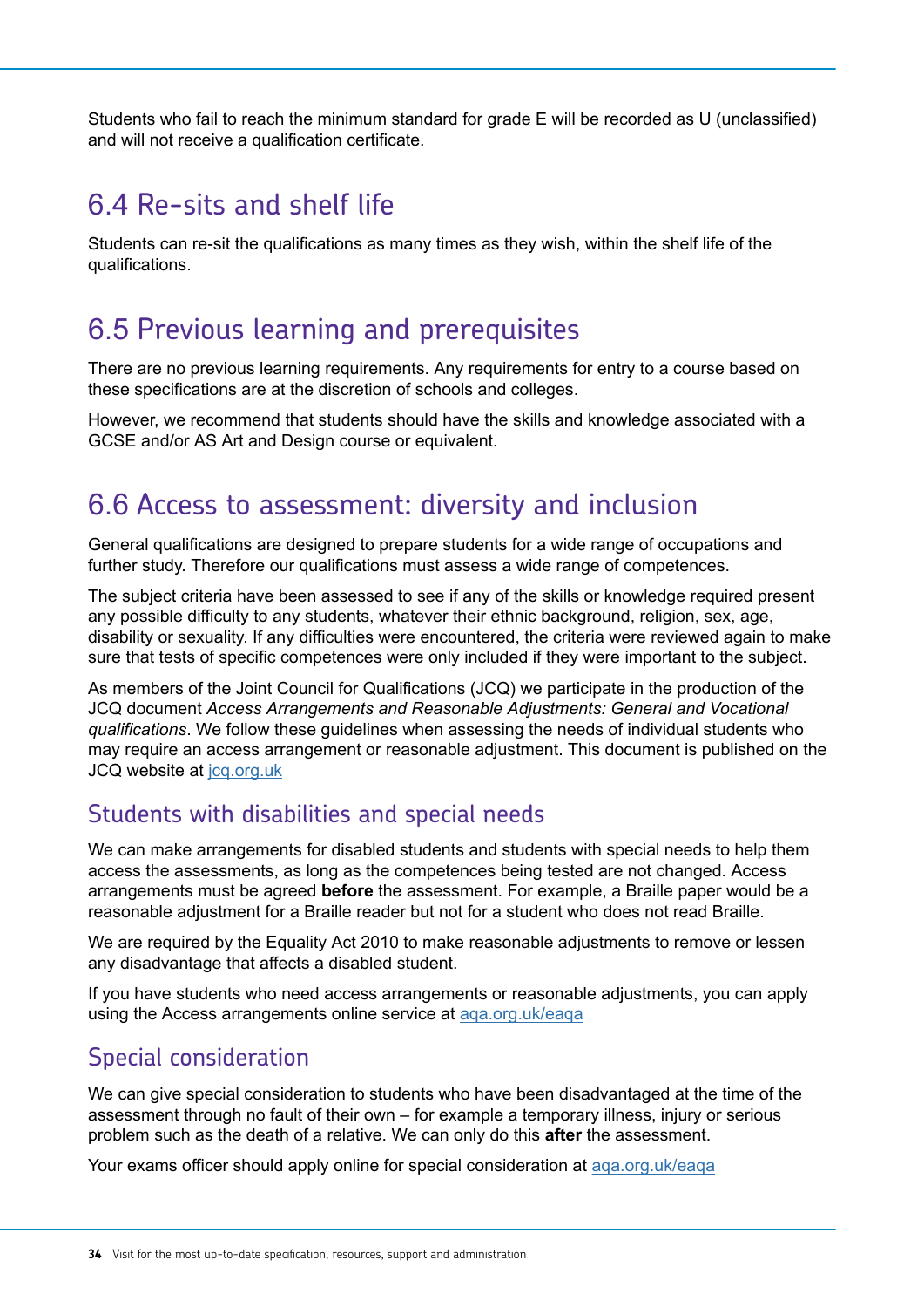Students who fail to reach the minimum standard for grade E will be recorded as U (unclassified) and will not receive a qualification certificate.

## 6.4 Re-sits and shelf life

Students can re-sit the qualifications as many times as they wish, within the shelf life of the qualifications.

## 6.5 Previous learning and prerequisites

There are no previous learning requirements. Any requirements for entry to a course based on these specifications are at the discretion of schools and colleges.

However, we recommend that students should have the skills and knowledge associated with a GCSE and/or AS Art and Design course or equivalent.

## 6.6 Access to assessment: diversity and inclusion

General qualifications are designed to prepare students for a wide range of occupations and further study. Therefore our qualifications must assess a wide range of competences.

The subject criteria have been assessed to see if any of the skills or knowledge required present any possible difficulty to any students, whatever their ethnic background, religion, sex, age, disability or sexuality. If any difficulties were encountered, the criteria were reviewed again to make sure that tests of specific competences were only included if they were important to the subject.

As members of the Joint Council for Qualifications (JCQ) we participate in the production of the JCQ document *Access Arrangements and Reasonable Adjustments: General and Vocational qualifications*. We follow these guidelines when assessing the needs of individual students who may require an access arrangement or reasonable adjustment. This document is published on the JCQ website at jcq.org.uk

### Students with disabilities and special needs

We can make arrangements for disabled students and students with special needs to help them access the assessments, as long as the competences being tested are not changed. Access arrangements must be agreed **before** the assessment. For example, a Braille paper would be a reasonable adjustment for a Braille reader but not for a student who does not read Braille.

We are required by the Equality Act 2010 to make reasonable adjustments to remove or lessen any disadvantage that affects a disabled student.

If you have students who need access arrangements or reasonable adjustments, you can apply using the Access arrangements online service at aqa.org.uk/eaqa

### Special consideration

We can give special consideration to students who have been disadvantaged at the time of the assessment through no fault of their own – for example a temporary illness, injury or serious problem such as the death of a relative. We can only do this **after** the assessment.

Your exams officer should apply online for special consideration at aqa.org.uk/eaqa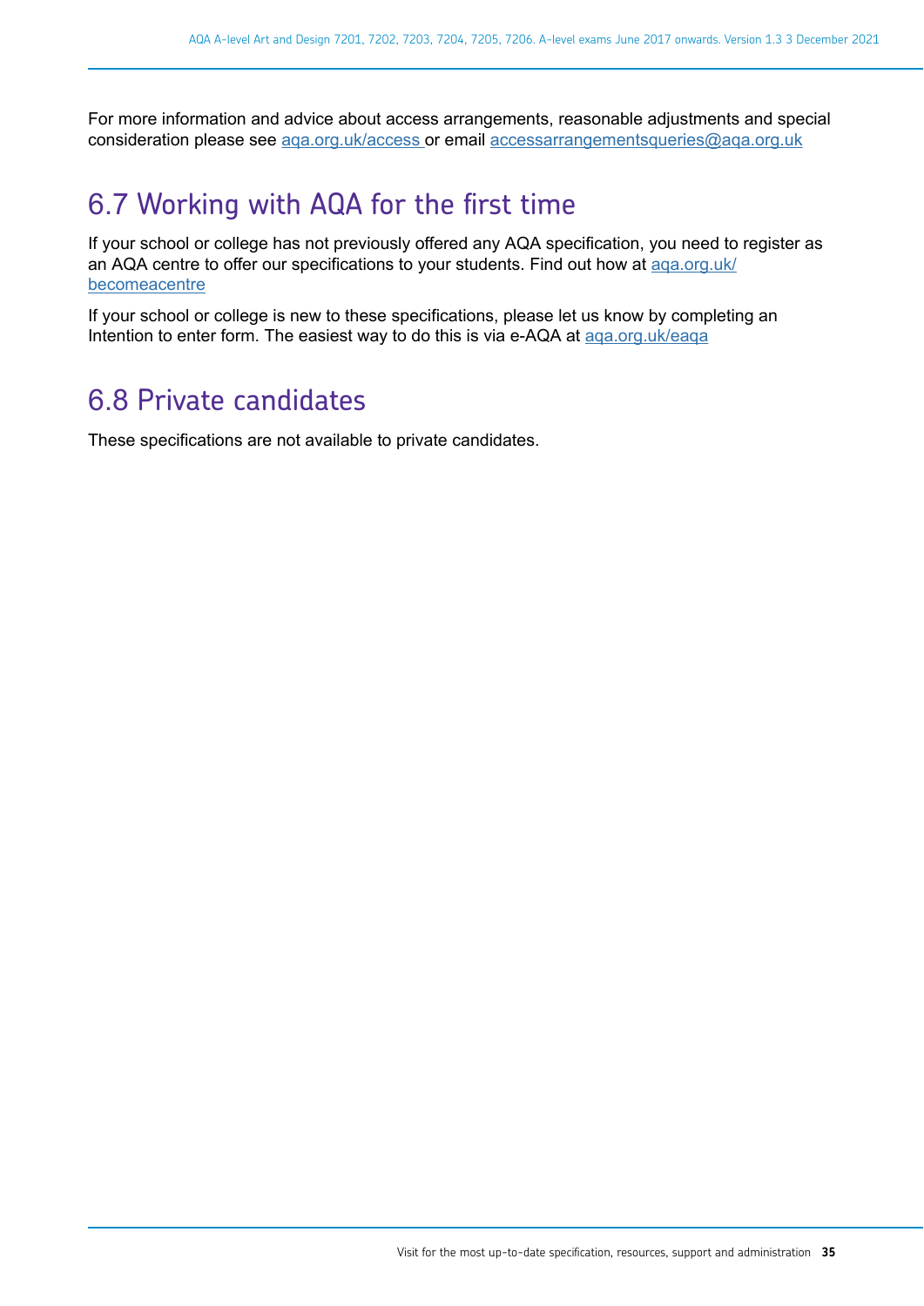For more information and advice about access arrangements, reasonable adjustments and special consideration please see aqa.org.uk/access or email accessarrangementsqueries@aqa.org.uk

## 6.7 Working with AQA for the first time

If your school or college has not previously offered any AQA specification, you need to register as an AQA centre to offer our specifications to your students. Find out how at aqa.org.uk/becomeacentre

If your school or college is new to these specifications, please let us know by completing an Intention to enter form. The easiest way to do this is via e-AQA at aqa.org.uk/eaqa

## 6.8 Private candidates

These specifications are not available to private candidates.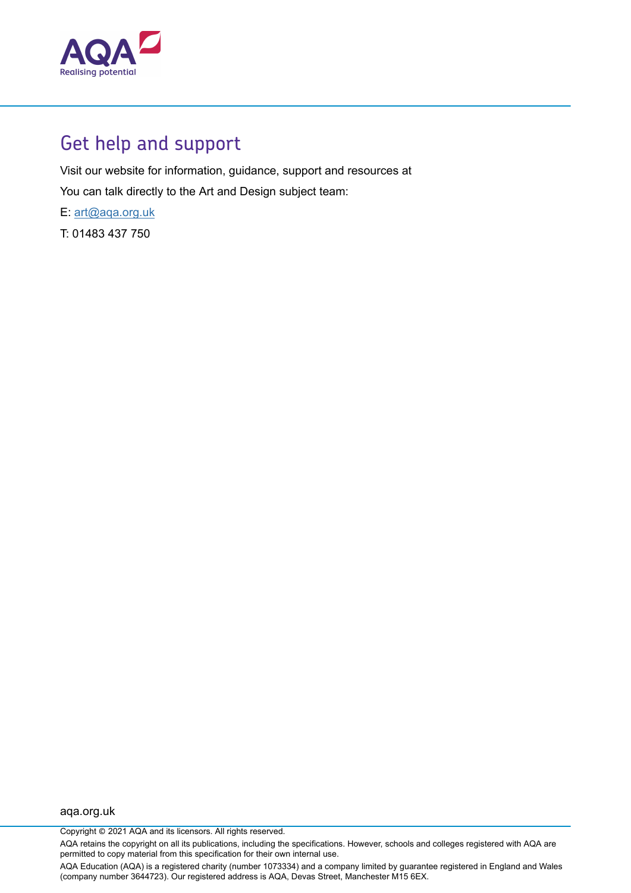# Get help and support

Visit our website for information, guidance, support and resources at

You can talk directly to the Art and Design subject team:

E: [art@aqa.org.uk](mailto:art@aqa.org.uk)

T: 01483 437 750

aqa.org.uk

Copyright © 2021 AQA and its licensors. All rights reserved.

AQA retains the copyright on all its publications, including the specifications. However, schools and colleges registered with AQA are permitted to copy material from this specification for their own internal use.

AQA Education (AQA) is a registered charity (number 1073334) and a company limited by guarantee registered in England and Wales (company number 3644723). Our registered address is AQA, Devas Street, Manchester M15 6EX.